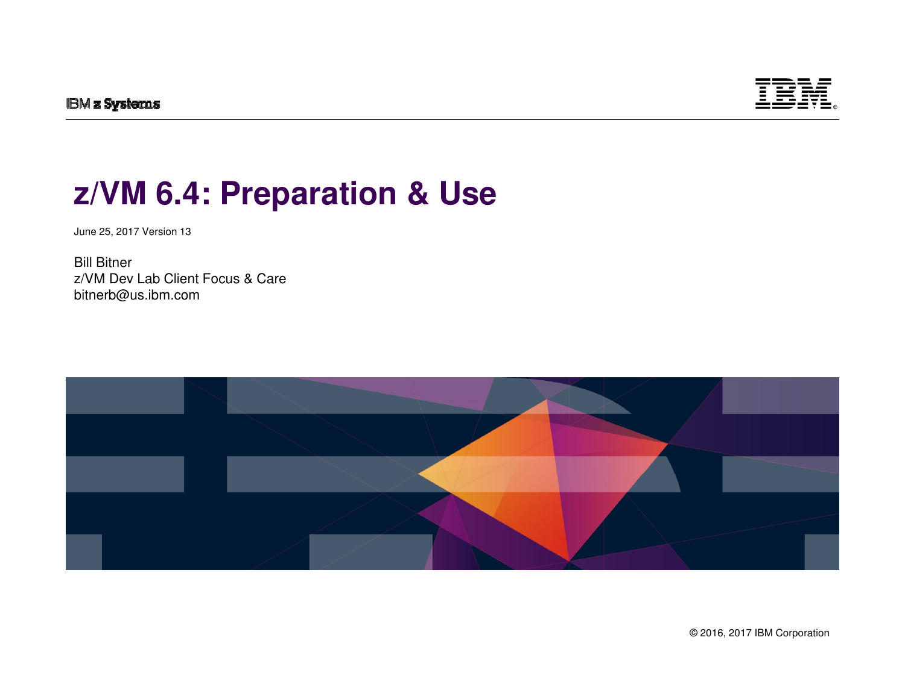IBM z Systems

# z/VM 6.4: Preparation & Use

June 25, 2017 Version 13

Bill Bitner
z/VM Dev Lab Client Focus & Care
bitnerb@us.ibm.com

© 2016, 2017 IBM Corporation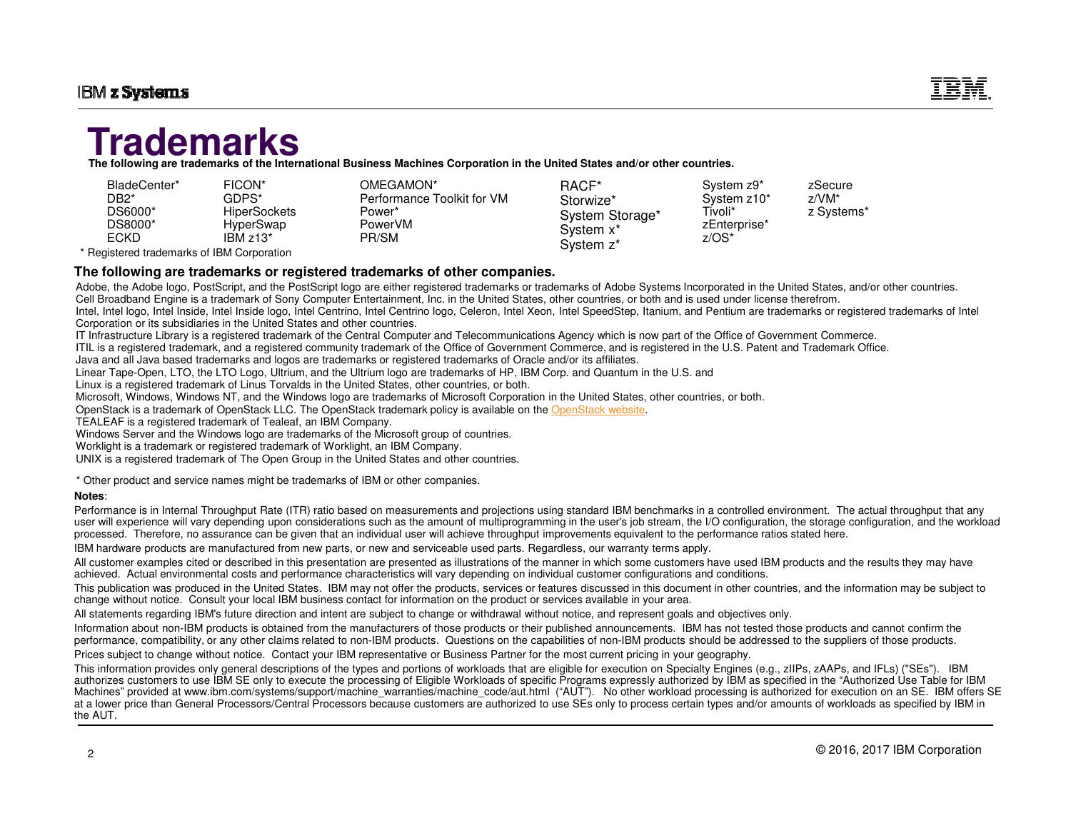# Trademarks

**The following are trademarks of the International Business Machines Corporation in the United States and/or other countries.**

BladeCenter*
DB2*
DS6000*
DS8000*
ECKD
FICON*
GDPS*
HiperSockets
HyperSwap
IBM z13*
OMEGAMON*
Performance Toolkit for VM
Power*
PowerVM
PR/SM
RACF*
Storwize*
System Storage*
System x*
System z*
System z9*
System z10*
Tivoli*
zEnterprise*
z/OS*
zSecure
z/VM*
z Systems*

* Registered trademarks of IBM Corporation

**The following are trademarks or registered trademarks of other companies.**

Adobe, the Adobe logo, PostScript, and the PostScript logo are either registered trademarks or trademarks of Adobe Systems Incorporated in the United States, and/or other countries.
Cell Broadband Engine is a trademark of Sony Computer Entertainment, Inc. in the United States, other countries, or both and is used under license therefrom.
Intel, Intel logo, Intel Inside, Intel Inside logo, Intel Centrino, Intel Centrino logo, Celeron, Intel Xeon, Intel SpeedStep, Itanium, and Pentium are trademarks or registered trademarks of Intel Corporation or its subsidiaries in the United States and other countries.
IT Infrastructure Library is a registered trademark of the Central Computer and Telecommunications Agency which is now part of the Office of Government Commerce.
ITIL is a registered trademark, and a registered community trademark of the Office of Government Commerce, and is registered in the U.S. Patent and Trademark Office.
Java and all Java based trademarks and logos are trademarks or registered trademarks of Oracle and/or its affiliates.
Linear Tape-Open, LTO, the LTO Logo, Ultrium, and the Ultrium logo are trademarks of HP, IBM Corp. and Quantum in the U.S. and
Linux is a registered trademark of Linus Torvalds in the United States, other countries, or both.
Microsoft, Windows, Windows NT, and the Windows logo are trademarks of Microsoft Corporation in the United States, other countries, or both.
OpenStack is a trademark of OpenStack LLC. The OpenStack trademark policy is available on the OpenStack website.
TEALEAF is a registered trademark of Tealeaf, an IBM Company.
Windows Server and the Windows logo are trademarks of the Microsoft group of countries.
Worklight is a trademark or registered trademark of Worklight, an IBM Company.
UNIX is a registered trademark of The Open Group in the United States and other countries.

* Other product and service names might be trademarks of IBM or other companies.

**Notes**:

Performance is in Internal Throughput Rate (ITR) ratio based on measurements and projections using standard IBM benchmarks in a controlled environment. The actual throughput that any user will experience will vary depending upon considerations such as the amount of multiprogramming in the user's job stream, the I/O configuration, the storage configuration, and the workload processed. Therefore, no assurance can be given that an individual user will achieve throughput improvements equivalent to the performance ratios stated here.

IBM hardware products are manufactured from new parts, or new and serviceable used parts. Regardless, our warranty terms apply.

All customer examples cited or described in this presentation are presented as illustrations of the manner in which some customers have used IBM products and the results they may have achieved. Actual environmental costs and performance characteristics will vary depending on individual customer configurations and conditions.

This publication was produced in the United States. IBM may not offer the products, services or features discussed in this document in other countries, and the information may be subject to change without notice. Consult your local IBM business contact for information on the product or services available in your area.

All statements regarding IBM's future direction and intent are subject to change or withdrawal without notice, and represent goals and objectives only.

Information about non-IBM products is obtained from the manufacturers of those products or their published announcements. IBM has not tested those products and cannot confirm the performance, compatibility, or any other claims related to non-IBM products. Questions on the capabilities of non-IBM products should be addressed to the suppliers of those products.

Prices subject to change without notice. Contact your IBM representative or Business Partner for the most current pricing in your geography.

This information provides only general descriptions of the types and portions of workloads that are eligible for execution on Specialty Engines (e.g., zIIPs, zAAPs, and IFLs) ("SEs"). IBM authorizes customers to use IBM SE only to execute the processing of Eligible Workloads of specific Programs expressly authorized by IBM as specified in the "Authorized Use Table for IBM Machines" provided at www.ibm.com/systems/support/machine_warranties/machine_code/aut.html ("AUT"). No other workload processing is authorized for execution on an SE. IBM offers SE at a lower price than General Processors/Central Processors because customers are authorized to use SEs only to process certain types and/or amounts of workloads as specified by IBM in the AUT.

© 2016, 2017 IBM Corporation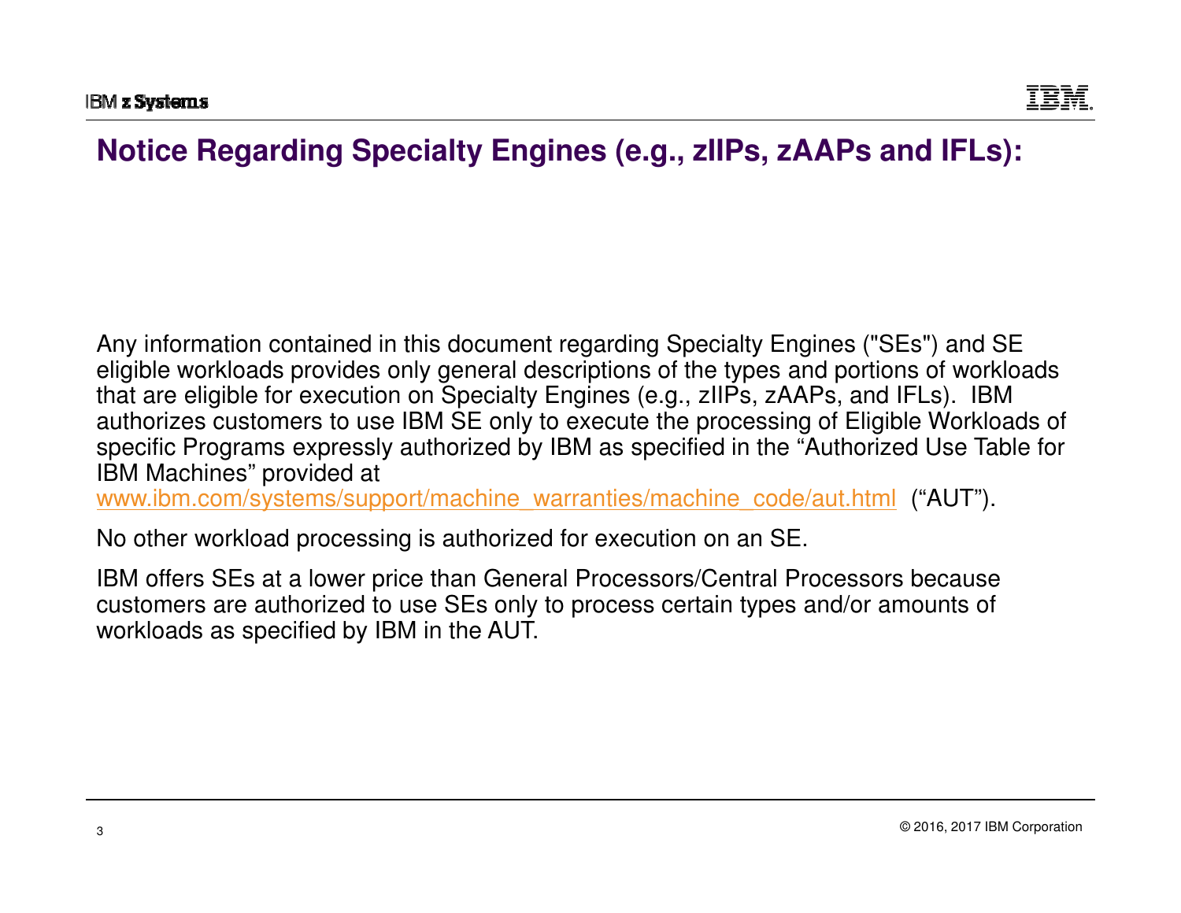# Notice Regarding Specialty Engines (e.g., zIIPs, zAAPs and IFLs):

Any information contained in this document regarding Specialty Engines ("SEs") and SE eligible workloads provides only general descriptions of the types and portions of workloads that are eligible for execution on Specialty Engines (e.g., zIIPs, zAAPs, and IFLs). IBM authorizes customers to use IBM SE only to execute the processing of Eligible Workloads of specific Programs expressly authorized by IBM as specified in the "Authorized Use Table for IBM Machines" provided at www.ibm.com/systems/support/machine_warranties/machine_code/aut.html ("AUT").

No other workload processing is authorized for execution on an SE.

IBM offers SEs at a lower price than General Processors/Central Processors because customers are authorized to use SEs only to process certain types and/or amounts of workloads as specified by IBM in the AUT.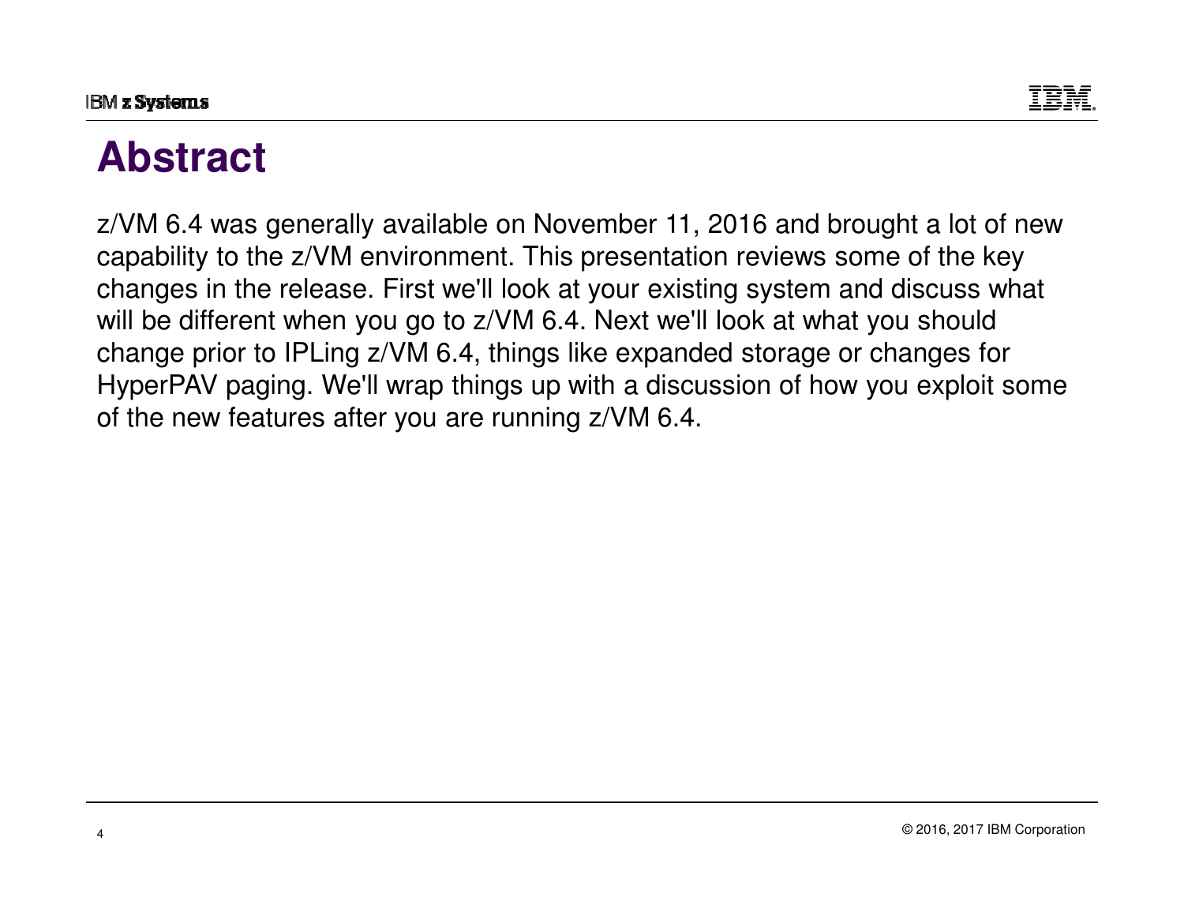# Abstract

z/VM 6.4 was generally available on November 11, 2016 and brought a lot of new capability to the z/VM environment. This presentation reviews some of the key changes in the release. First we'll look at your existing system and discuss what will be different when you go to z/VM 6.4. Next we'll look at what you should change prior to IPLing z/VM 6.4, things like expanded storage or changes for HyperPAV paging. We'll wrap things up with a discussion of how you exploit some of the new features after you are running z/VM 6.4.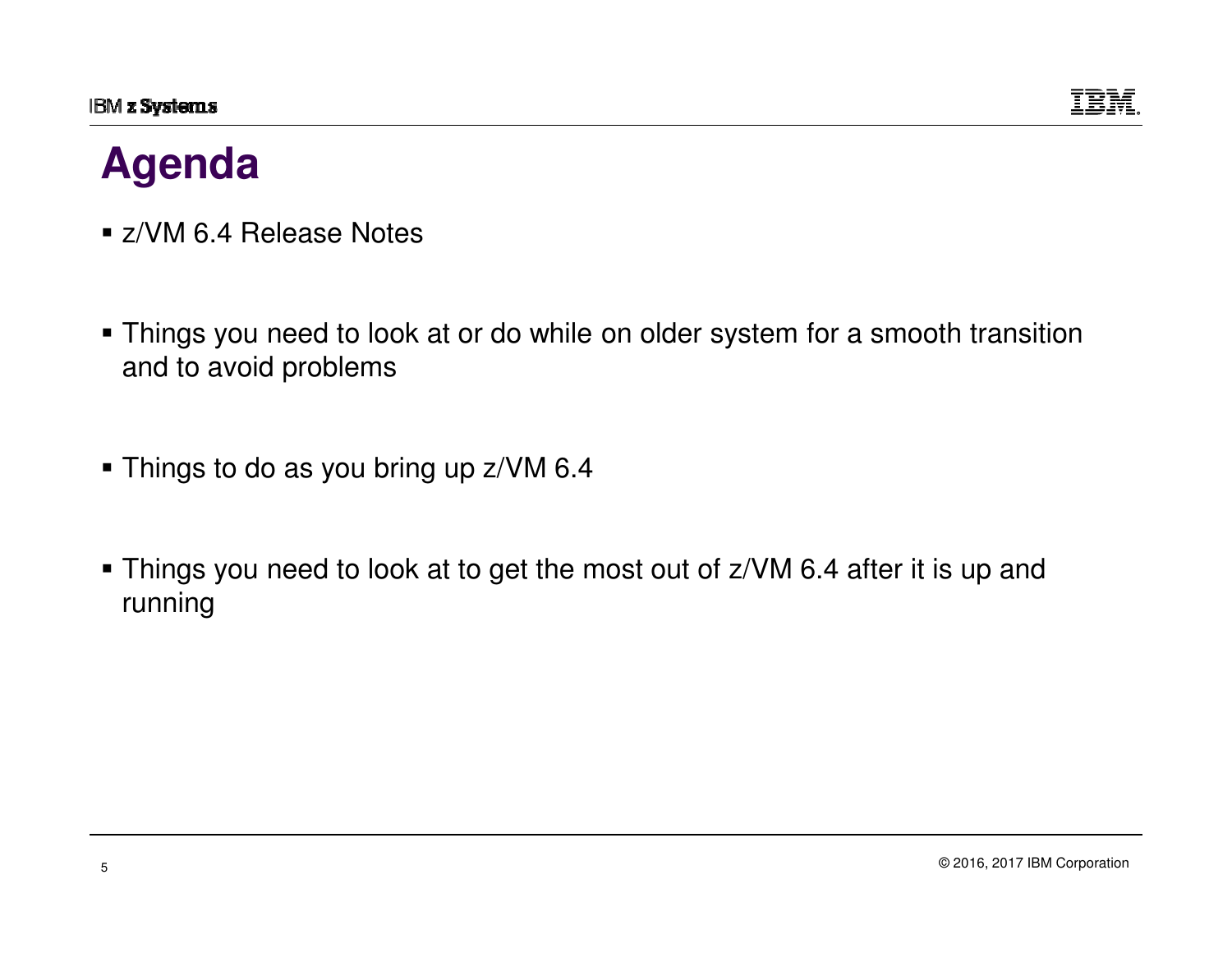# Agenda

- z/VM 6.4 Release Notes
- Things you need to look at or do while on older system for a smooth transition and to avoid problems
- Things to do as you bring up z/VM 6.4
- Things you need to look at to get the most out of z/VM 6.4 after it is up and running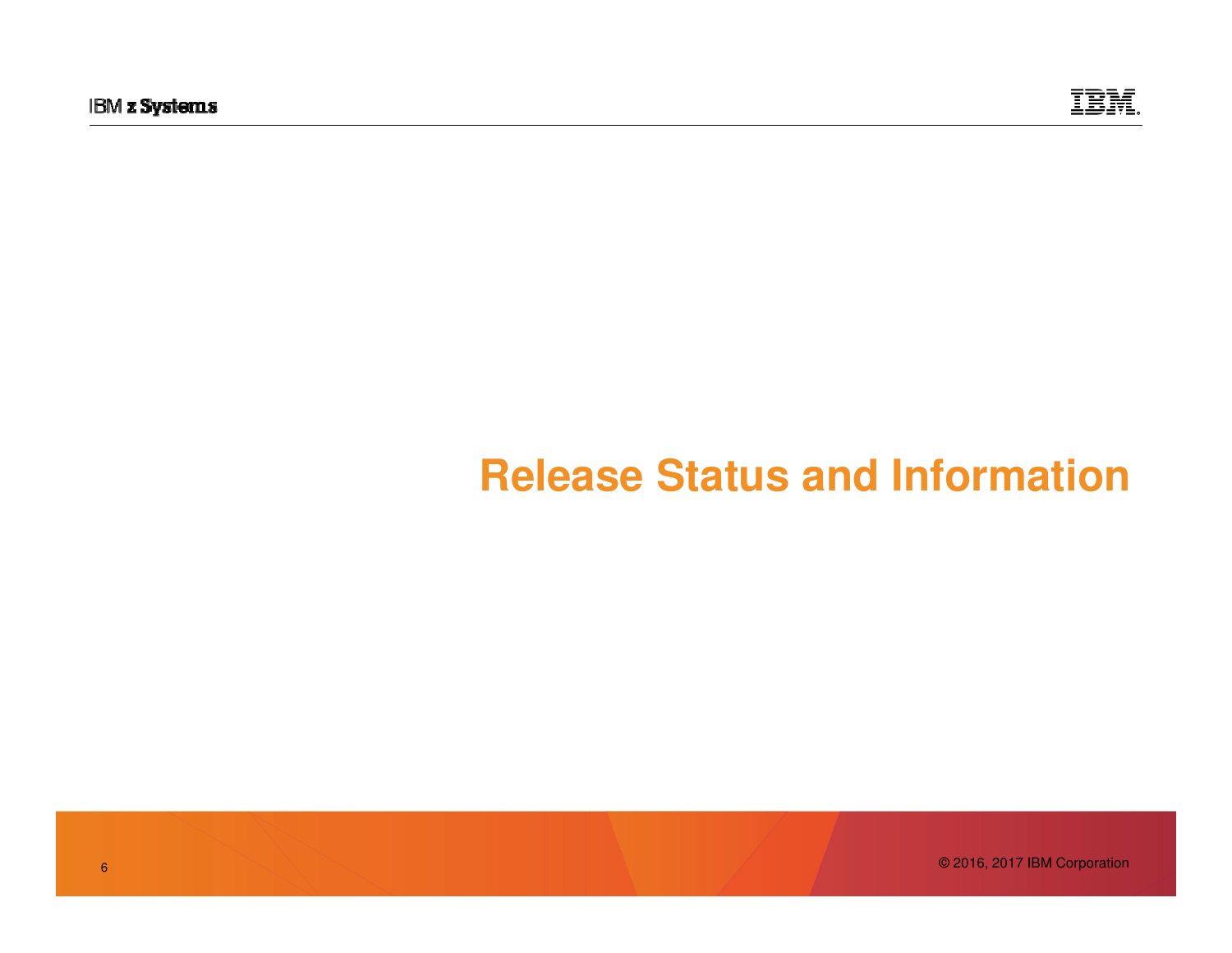# Release Status and Information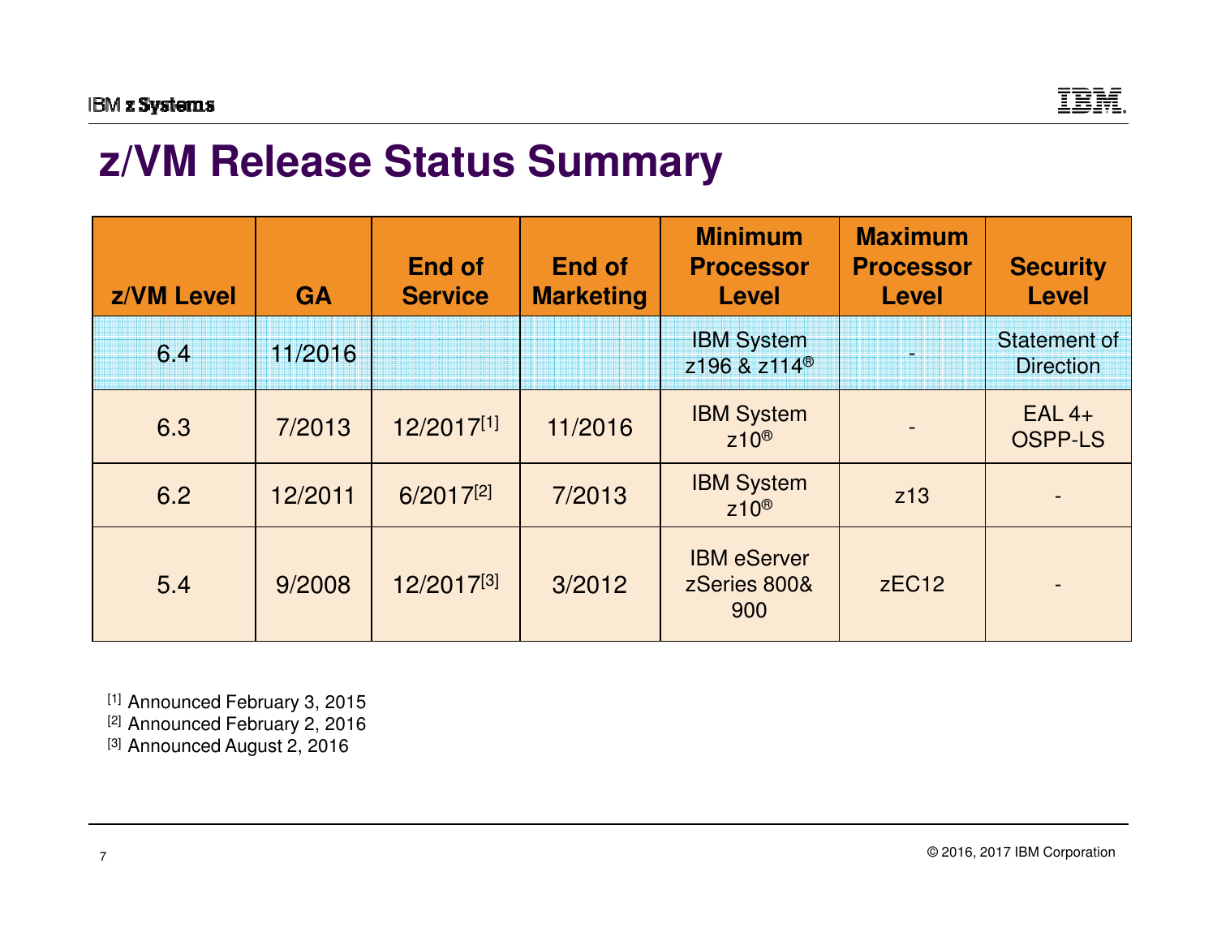# z/VM Release Status Summary

| z/VM Level | GA | End of Service | End of Marketing | Minimum Processor Level | Maximum Processor Level | Security Level |
|---|---|---|---|---|---|---|
| 6.4 | 11/2016 | | | IBM System z196 & z114® | - | Statement of Direction |
| 6.3 | 7/2013 | 12/2017[1] | 11/2016 | IBM System z10® | - | EAL 4+ OSPP-LS |
| 6.2 | 12/2011 | 6/2017[2] | 7/2013 | IBM System z10® | z13 | - |
| 5.4 | 9/2008 | 12/2017[3] | 3/2012 | IBM eServer zSeries 800& 900 | zEC12 | - |

[1] Announced February 3, 2015
[2] Announced February 2, 2016
[3] Announced August 2, 2016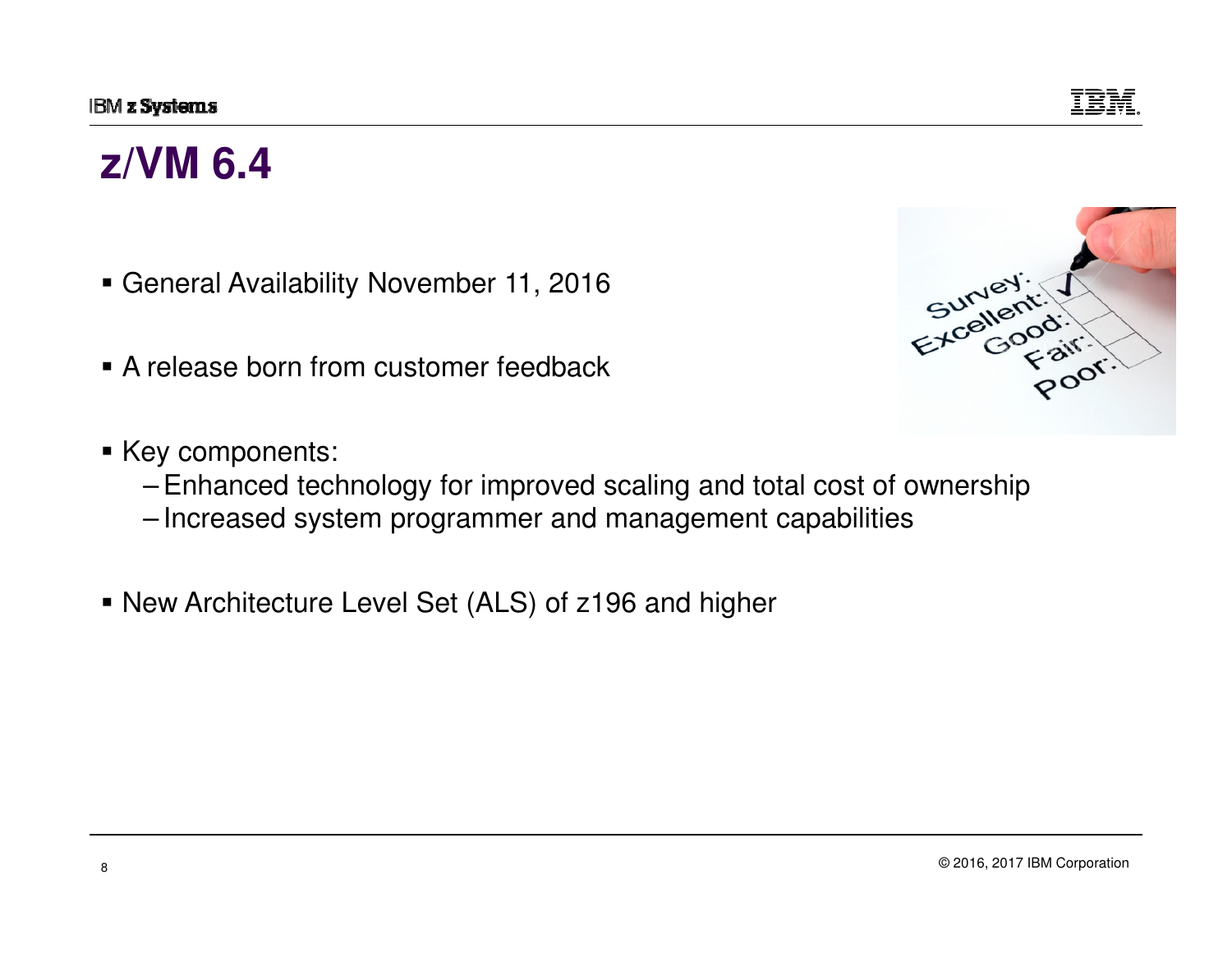# z/VM 6.4

- General Availability November 11, 2016
- A release born from customer feedback
- Key components:
  - Enhanced technology for improved scaling and total cost of ownership
  - Increased system programmer and management capabilities
- New Architecture Level Set (ALS) of z196 and higher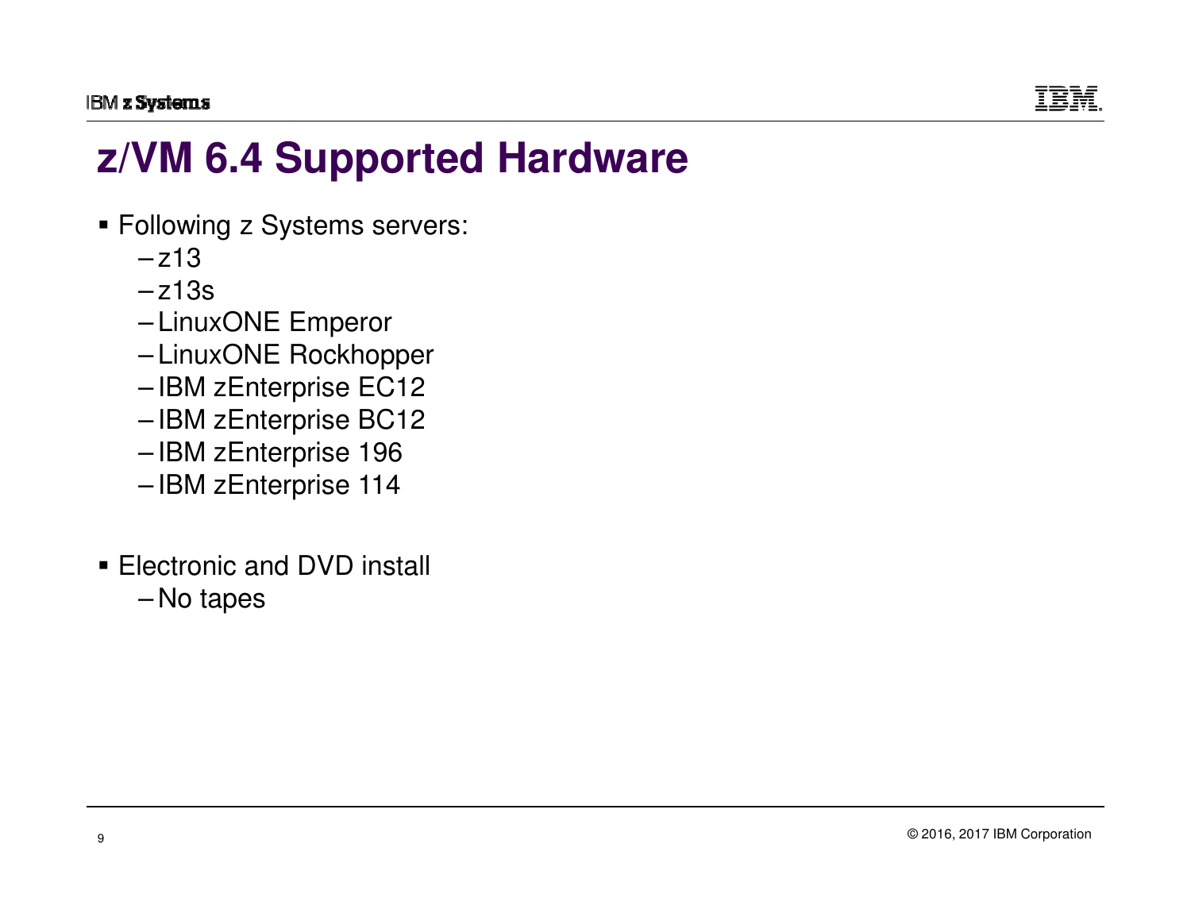# z/VM 6.4 Supported Hardware

- Following z Systems servers:
  - z13
  - z13s
  - LinuxONE Emperor
  - LinuxONE Rockhopper
  - IBM zEnterprise EC12
  - IBM zEnterprise BC12
  - IBM zEnterprise 196
  - IBM zEnterprise 114
- Electronic and DVD install
  - No tapes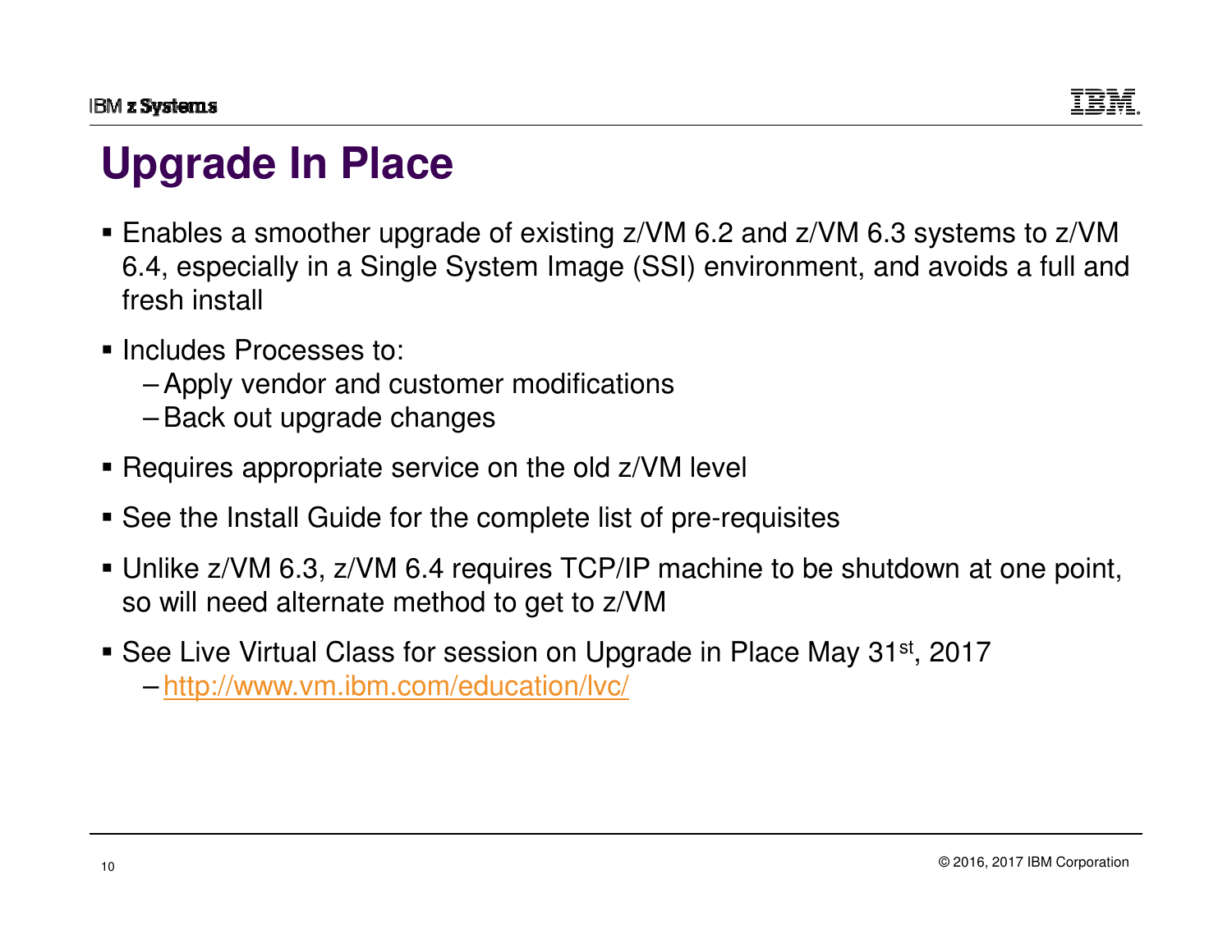# Upgrade In Place

- Enables a smoother upgrade of existing z/VM 6.2 and z/VM 6.3 systems to z/VM 6.4, especially in a Single System Image (SSI) environment, and avoids a full and fresh install
- Includes Processes to:
  - Apply vendor and customer modifications
  - Back out upgrade changes
- Requires appropriate service on the old z/VM level
- See the Install Guide for the complete list of pre-requisites
- Unlike z/VM 6.3, z/VM 6.4 requires TCP/IP machine to be shutdown at one point, so will need alternate method to get to z/VM
- See Live Virtual Class for session on Upgrade in Place May 31st, 2017
  - http://www.vm.ibm.com/education/lvc/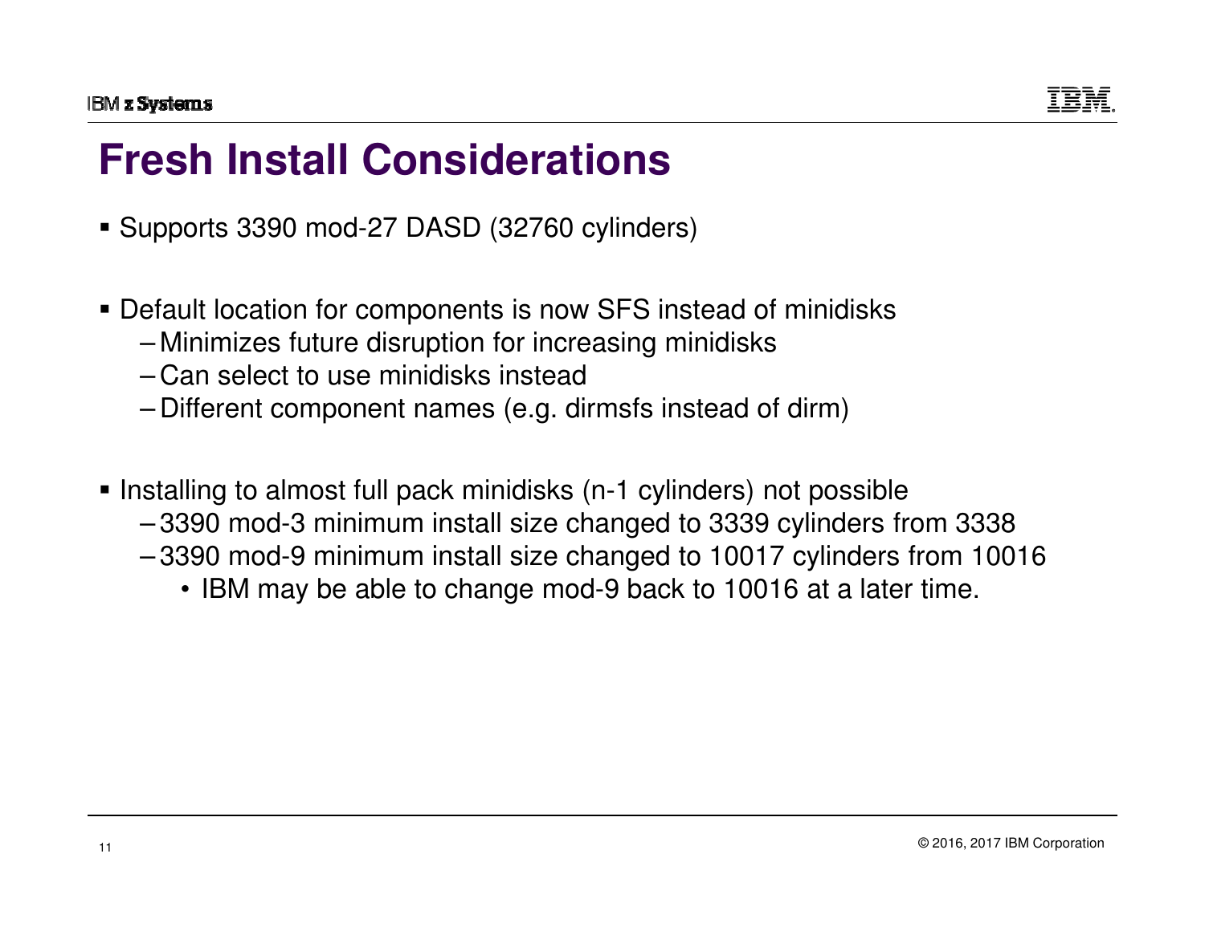# Fresh Install Considerations

- Supports 3390 mod-27 DASD (32760 cylinders)

- Default location for components is now SFS instead of minidisks
  - Minimizes future disruption for increasing minidisks
  - Can select to use minidisks instead
  - Different component names (e.g. dirmsfs instead of dirm)

- Installing to almost full pack minidisks (n-1 cylinders) not possible
  - 3390 mod-3 minimum install size changed to 3339 cylinders from 3338
  - 3390 mod-9 minimum install size changed to 10017 cylinders from 10016
    - IBM may be able to change mod-9 back to 10016 at a later time.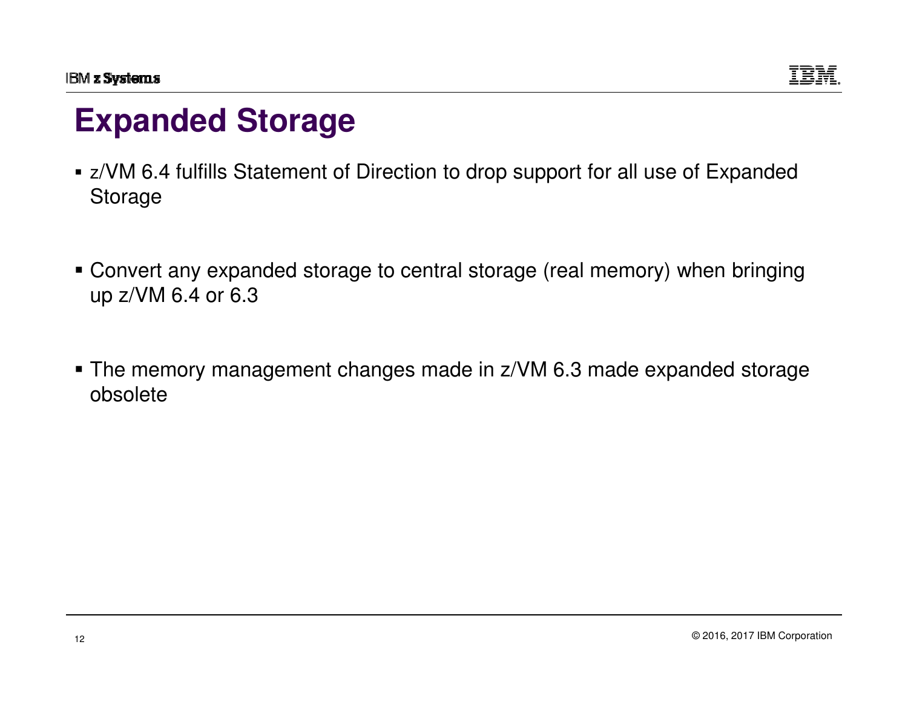# Expanded Storage

- z/VM 6.4 fulfills Statement of Direction to drop support for all use of Expanded Storage

- Convert any expanded storage to central storage (real memory) when bringing up z/VM 6.4 or 6.3

- The memory management changes made in z/VM 6.3 made expanded storage obsolete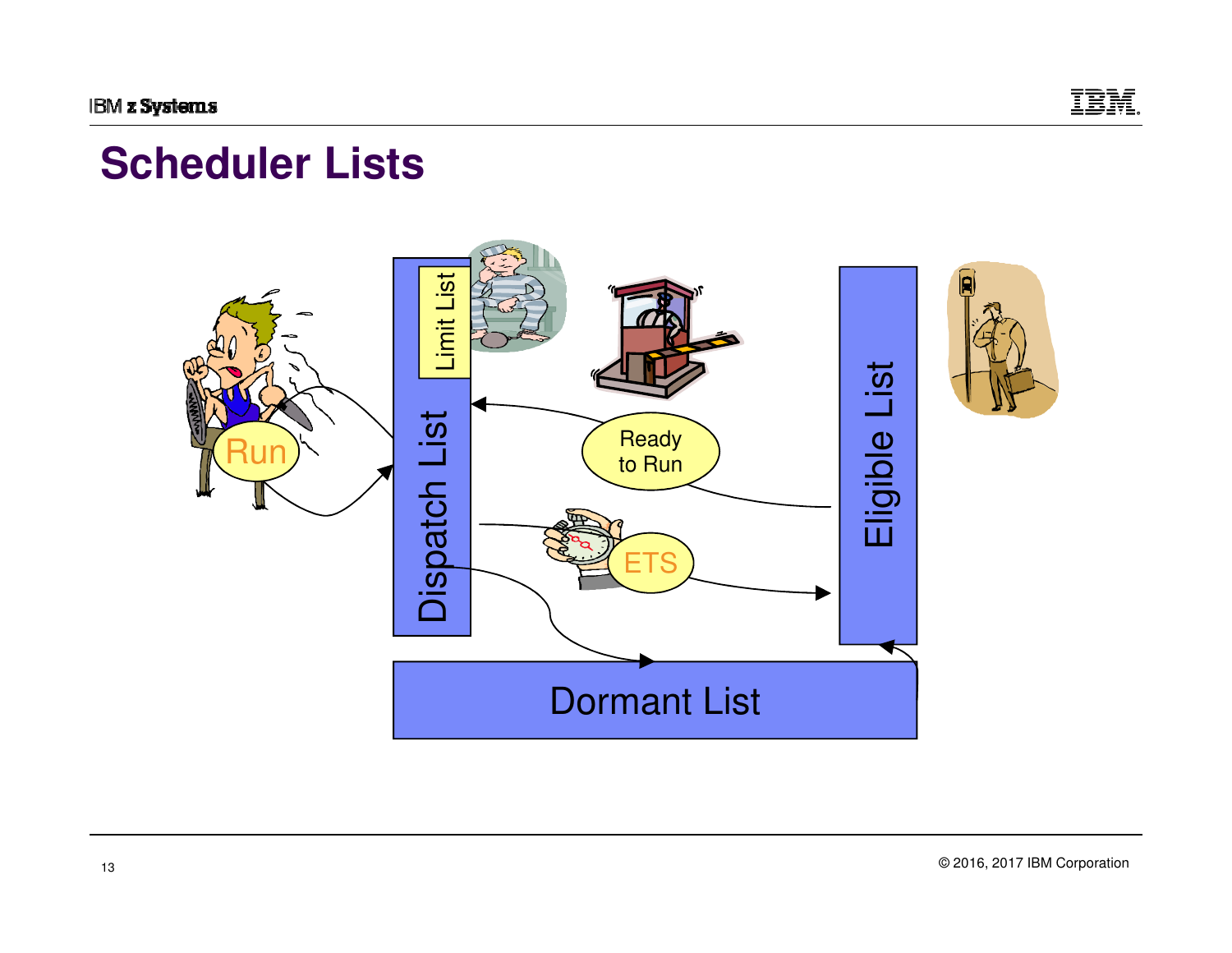# Scheduler Lists

Limit List

Dispatch List

Run

Ready to Run

ETS

Eligible List

Dormant List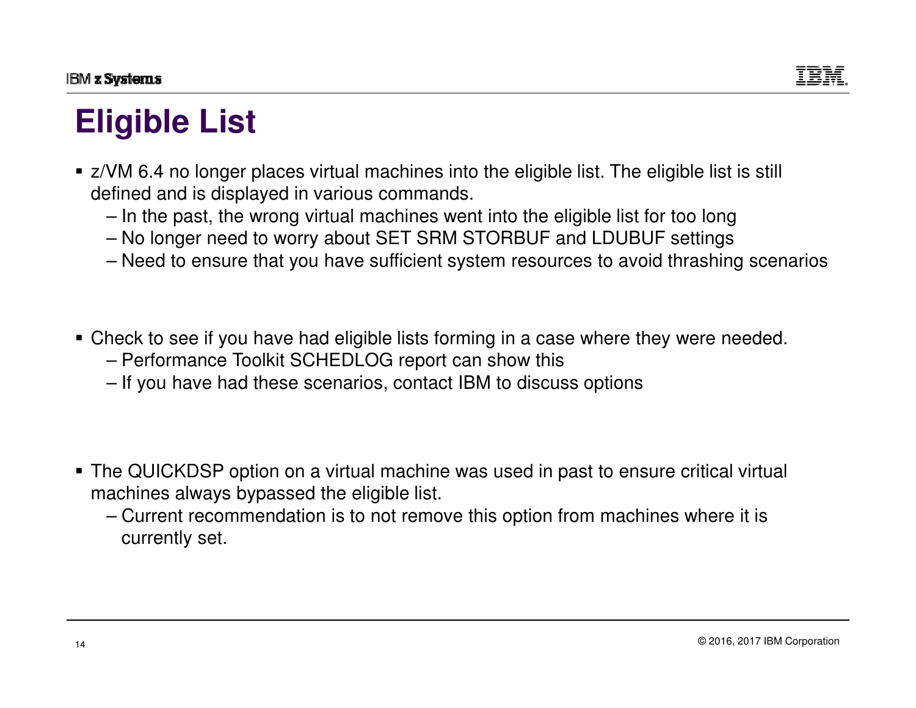# Eligible List

- z/VM 6.4 no longer places virtual machines into the eligible list. The eligible list is still defined and is displayed in various commands.
  - In the past, the wrong virtual machines went into the eligible list for too long
  - No longer need to worry about SET SRM STORBUF and LDUBUF settings
  - Need to ensure that you have sufficient system resources to avoid thrashing scenarios

- Check to see if you have had eligible lists forming in a case where they were needed.
  - Performance Toolkit SCHEDLOG report can show this
  - If you have had these scenarios, contact IBM to discuss options

- The QUICKDSP option on a virtual machine was used in past to ensure critical virtual machines always bypassed the eligible list.
  - Current recommendation is to not remove this option from machines where it is currently set.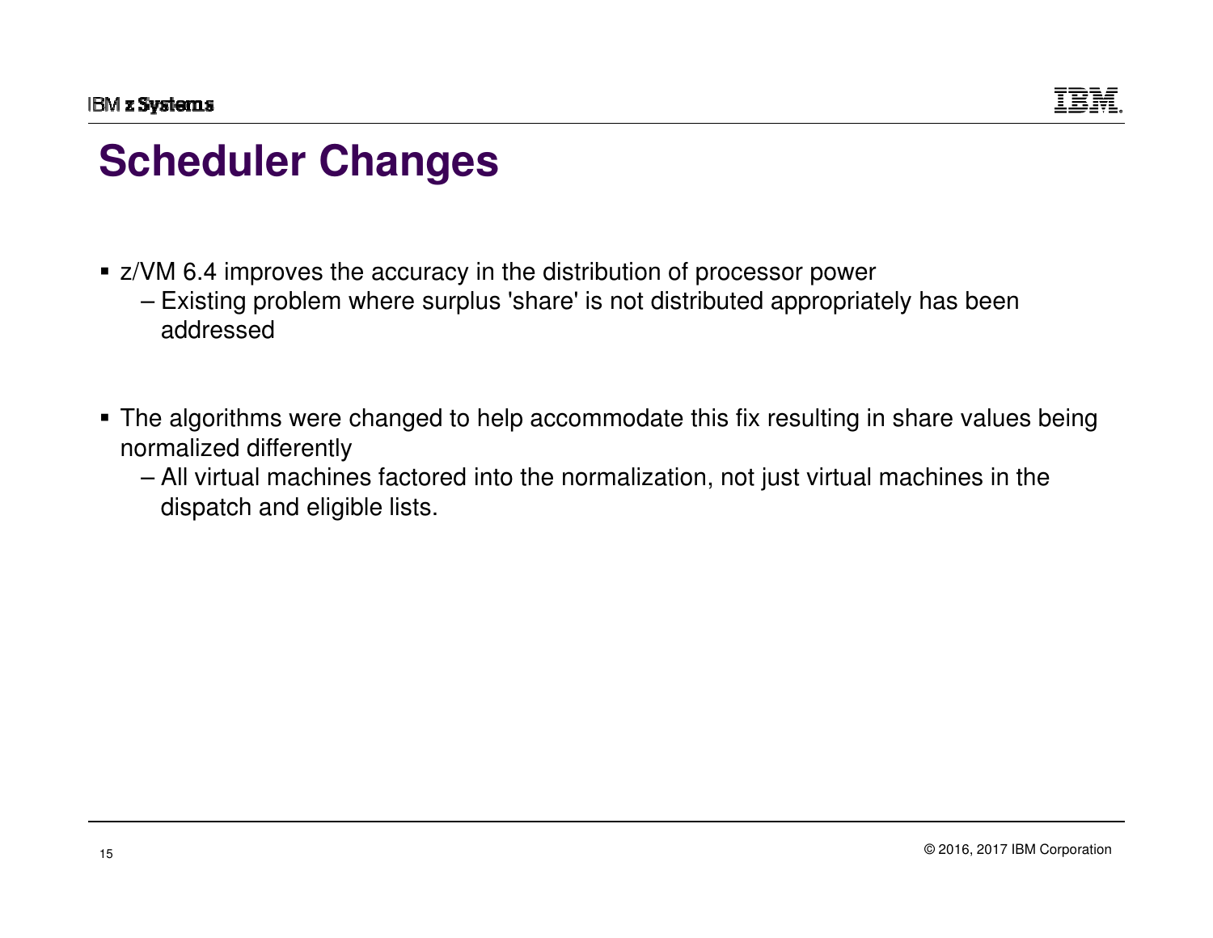# Scheduler Changes

- z/VM 6.4 improves the accuracy in the distribution of processor power
  - Existing problem where surplus 'share' is not distributed appropriately has been addressed

- The algorithms were changed to help accommodate this fix resulting in share values being normalized differently
  - All virtual machines factored into the normalization, not just virtual machines in the dispatch and eligible lists.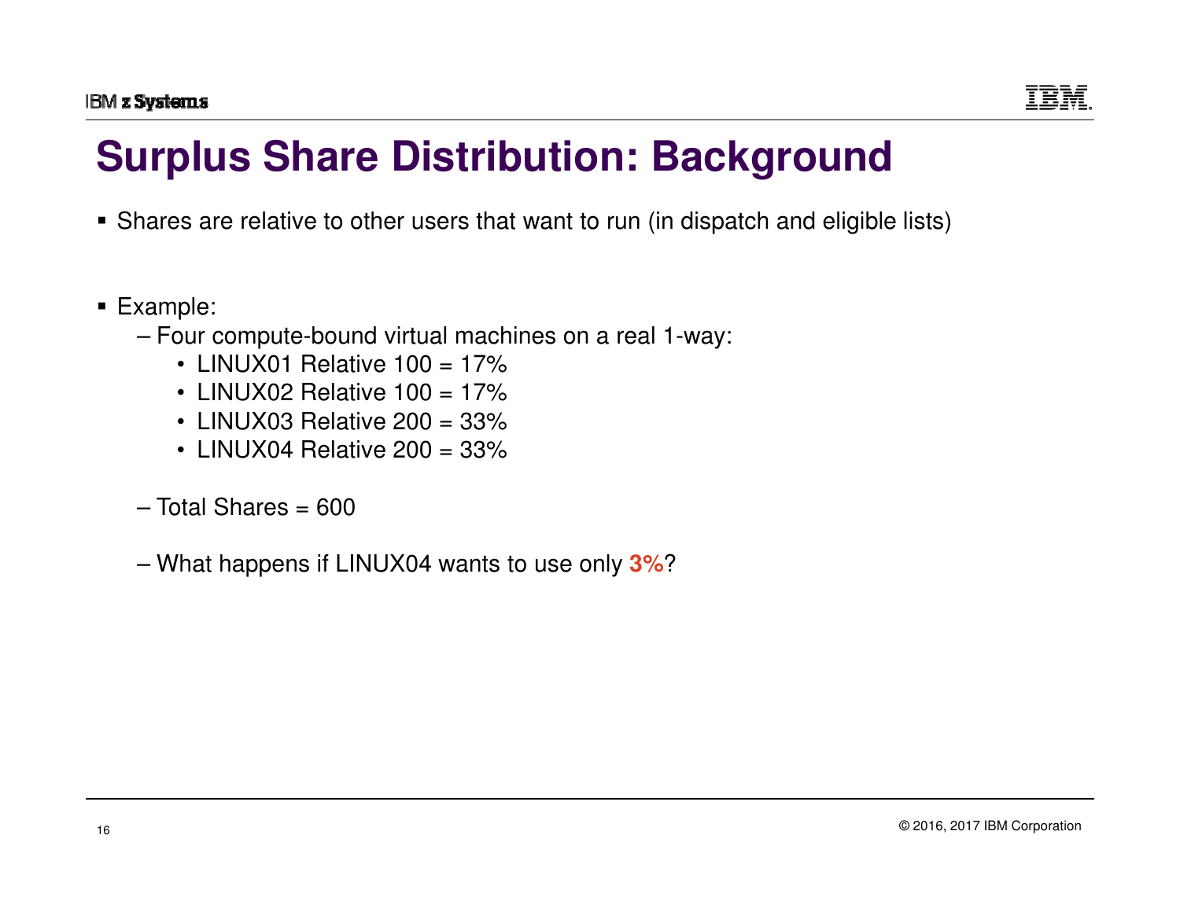# Surplus Share Distribution: Background

- Shares are relative to other users that want to run (in dispatch and eligible lists)

- Example:
  - Four compute-bound virtual machines on a real 1-way:
    - LINUX01 Relative 100 = 17%
    - LINUX02 Relative 100 = 17%
    - LINUX03 Relative 200 = 33%
    - LINUX04 Relative 200 = 33%
  - Total Shares = 600
  - What happens if LINUX04 wants to use only **3%**?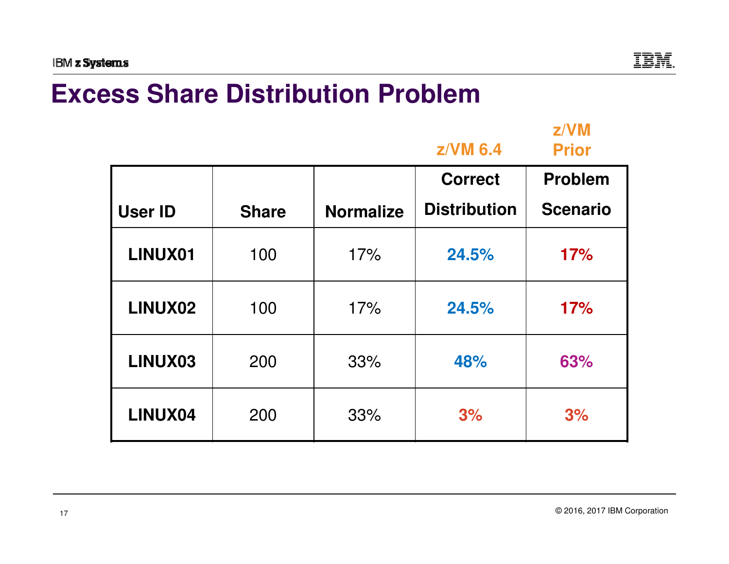# Excess Share Distribution Problem

| User ID | Share | Normalize | z/VM 6.4<br>Correct Distribution | z/VM Prior<br>Problem Scenario |
|---|---|---|---|---|
| LINUX01 | 100 | 17% | 24.5% | 17% |
| LINUX02 | 100 | 17% | 24.5% | 17% |
| LINUX03 | 200 | 33% | 48% | 63% |
| LINUX04 | 200 | 33% | 3% | 3% |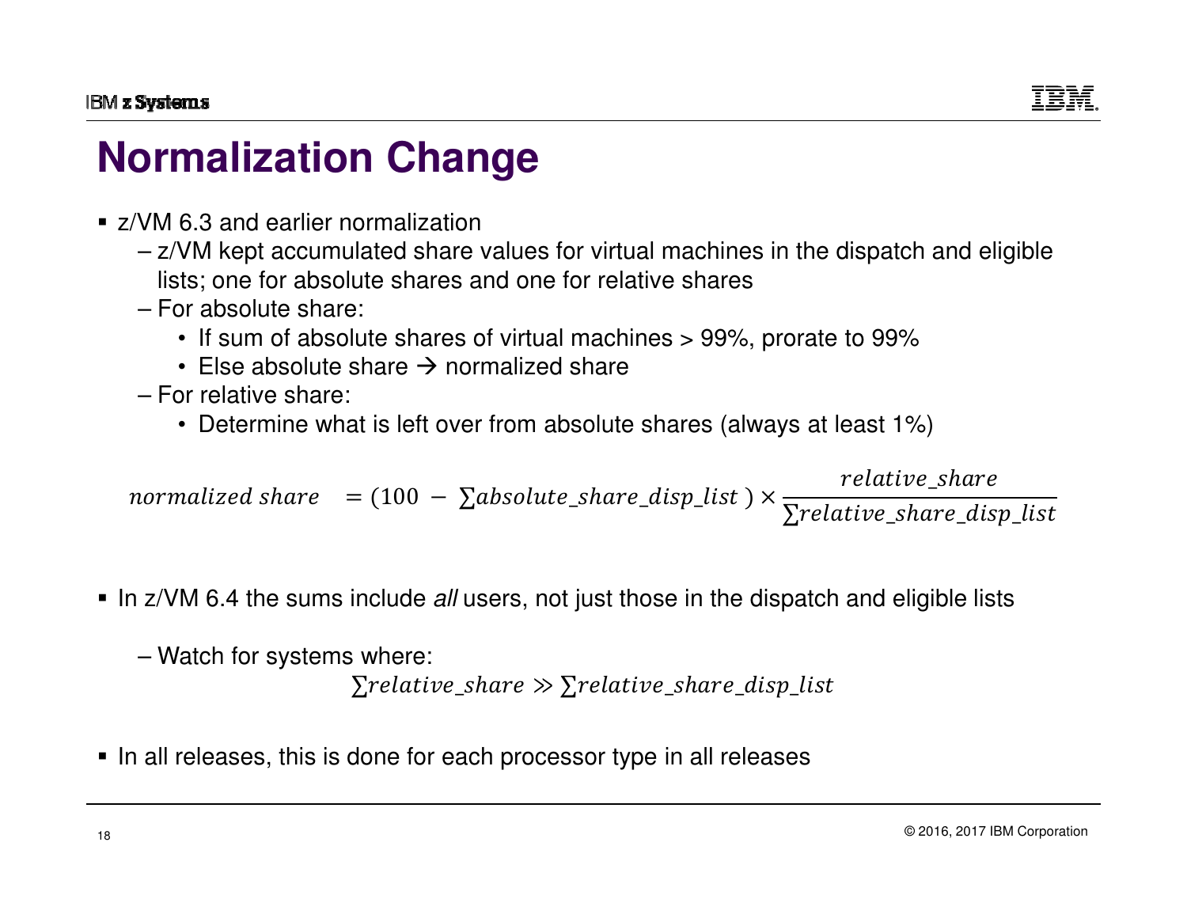# Normalization Change

- z/VM 6.3 and earlier normalization
  - z/VM kept accumulated share values for virtual machines in the dispatch and eligible lists; one for absolute shares and one for relative shares
  - For absolute share:
    - If sum of absolute shares of virtual machines > 99%, prorate to 99%
    - Else absolute share → normalized share
  - For relative share:
    - Determine what is left over from absolute shares (always at least 1%)

$$normalized\ share \quad = (100\ -\ \sum absolute\_share\_disp\_list\ ) \times \frac{relative\_share}{\sum relative\_share\_disp\_list}$$

- In z/VM 6.4 the sums include *all* users, not just those in the dispatch and eligible lists
  - Watch for systems where:

$$\sum relative\_share \gg \sum relative\_share\_disp\_list$$

- In all releases, this is done for each processor type in all releases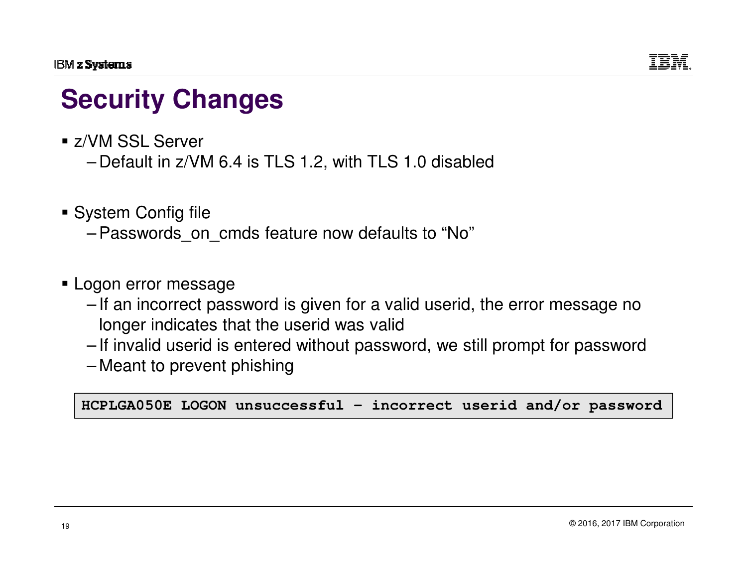# Security Changes

- z/VM SSL Server
  - Default in z/VM 6.4 is TLS 1.2, with TLS 1.0 disabled

- System Config file
  - Passwords_on_cmds feature now defaults to “No”

- Logon error message
  - If an incorrect password is given for a valid userid, the error message no longer indicates that the userid was valid
  - If invalid userid is entered without password, we still prompt for password
  - Meant to prevent phishing

```
HCPLGA050E LOGON unsuccessful - incorrect userid and/or password
```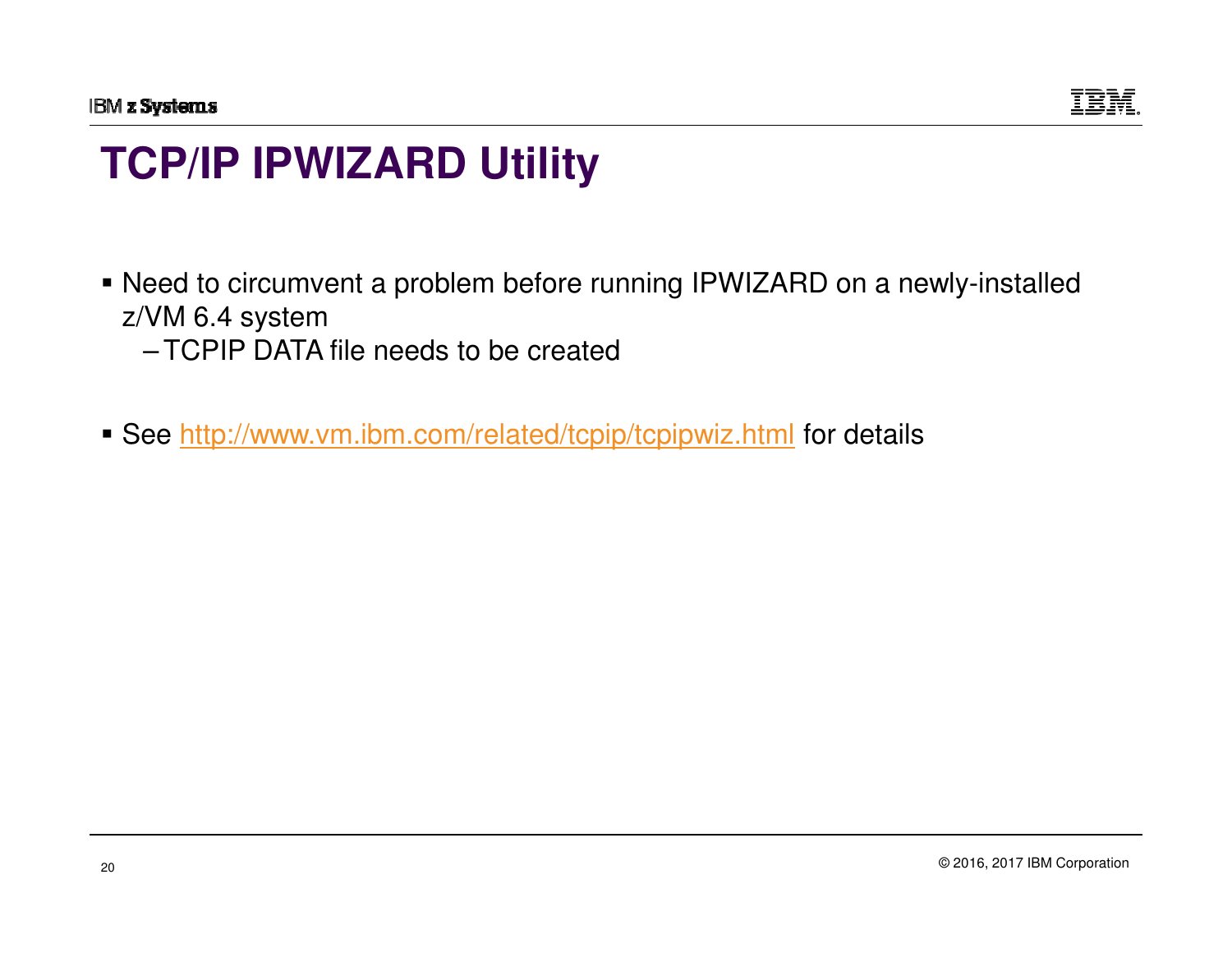# TCP/IP IPWIZARD Utility

- Need to circumvent a problem before running IPWIZARD on a newly-installed z/VM 6.4 system
  - TCPIP DATA file needs to be created
- See http://www.vm.ibm.com/related/tcpip/tcpipwiz.html for details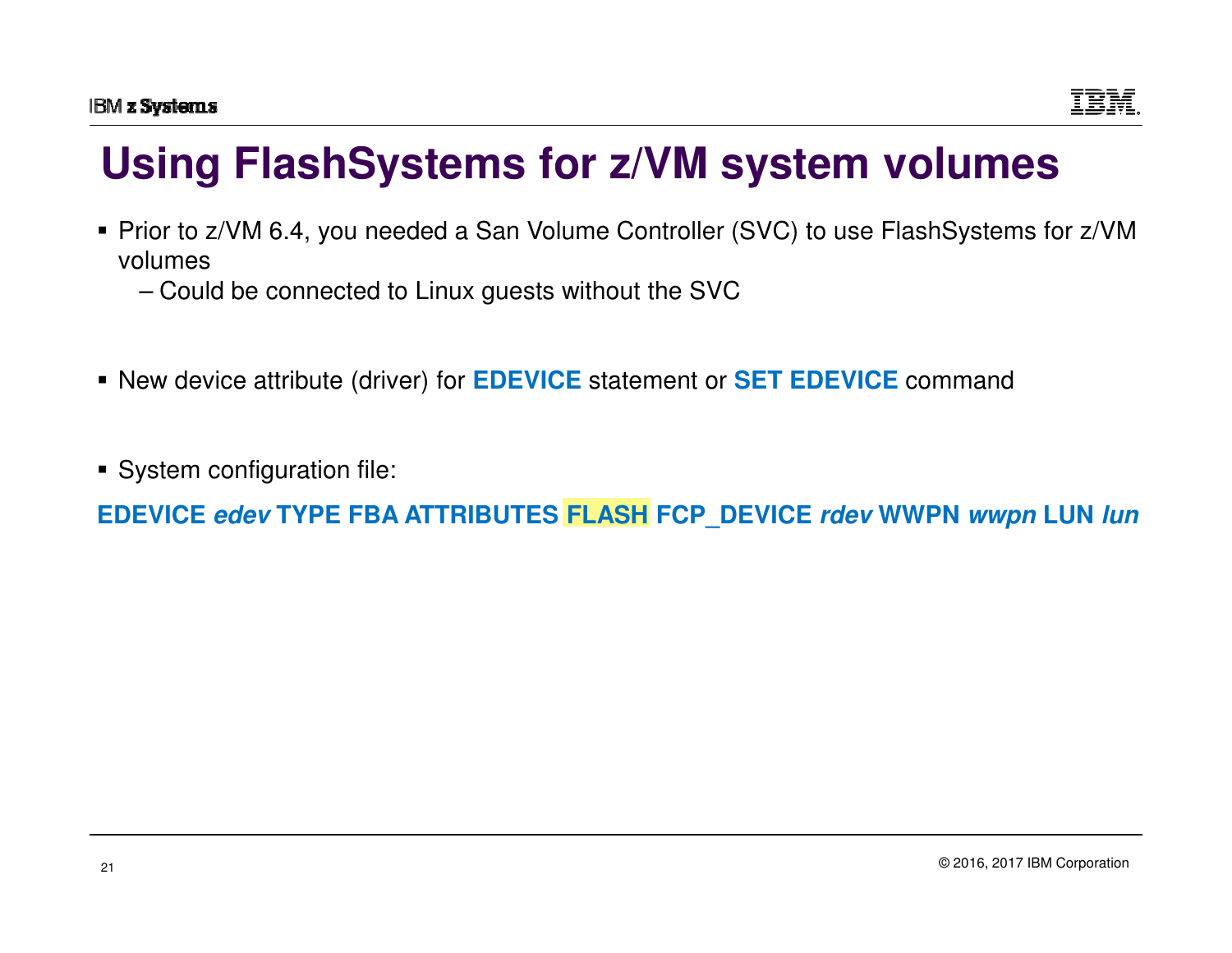# Using FlashSystems for z/VM system volumes

- Prior to z/VM 6.4, you needed a San Volume Controller (SVC) to use FlashSystems for z/VM volumes
  - Could be connected to Linux guests without the SVC

- New device attribute (driver) for **EDEVICE** statement or **SET EDEVICE** command

- System configuration file:

**EDEVICE *edev* TYPE FBA ATTRIBUTES FLASH FCP_DEVICE *rdev* WWPN *wwpn* LUN *lun***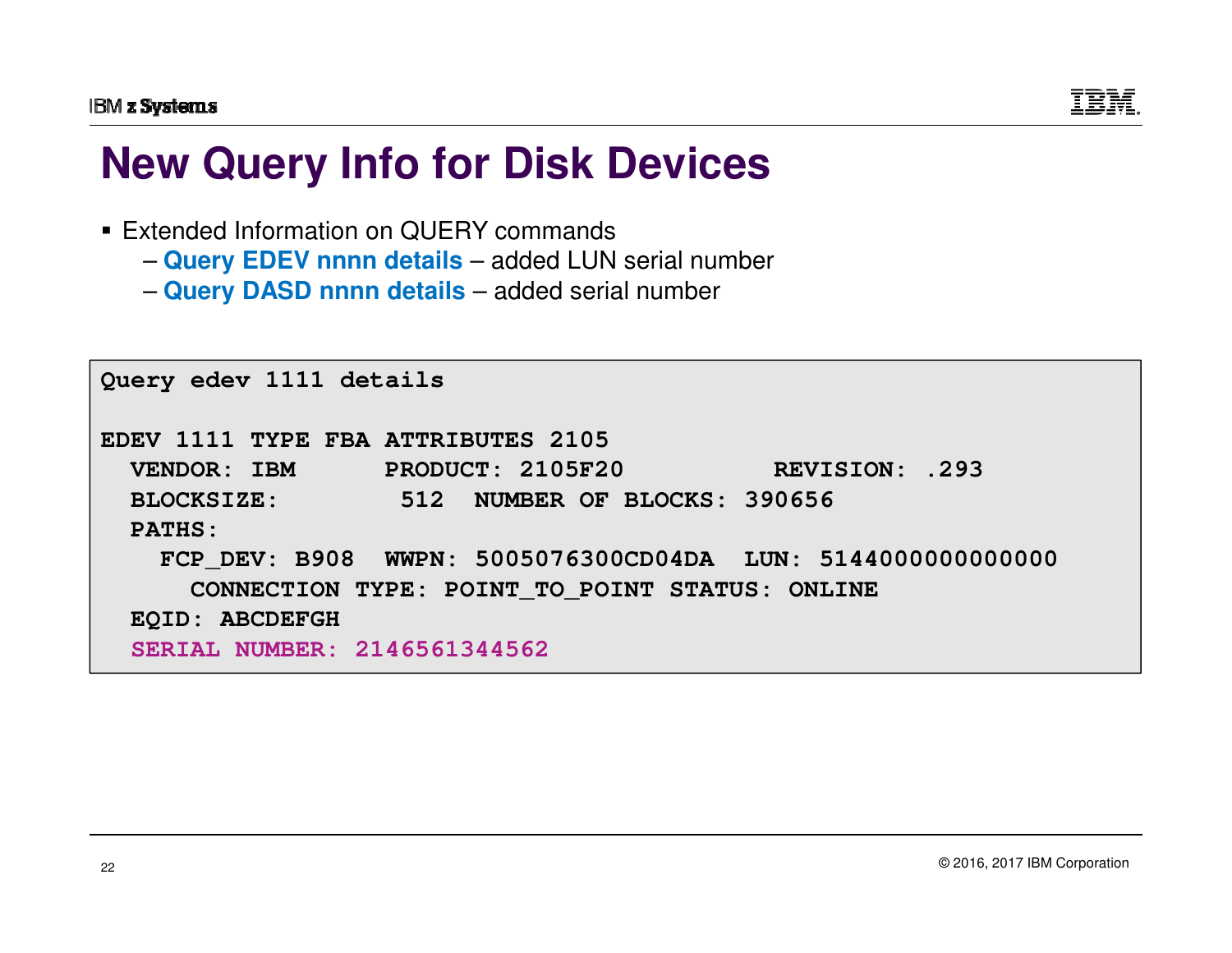# New Query Info for Disk Devices

- Extended Information on QUERY commands
  - **Query EDEV nnnn details** – added LUN serial number
  - **Query DASD nnnn details** – added serial number

```
Query edev 1111 details

EDEV 1111 TYPE FBA ATTRIBUTES 2105
  VENDOR: IBM      PRODUCT: 2105F20         REVISION: .293
  BLOCKSIZE:        512  NUMBER OF BLOCKS: 390656
  PATHS:
    FCP_DEV: B908  WWPN: 5005076300CD04DA  LUN: 5144000000000000
      CONNECTION TYPE: POINT_TO_POINT STATUS: ONLINE
  EQID: ABCDEFGH
  SERIAL NUMBER: 2146561344562
```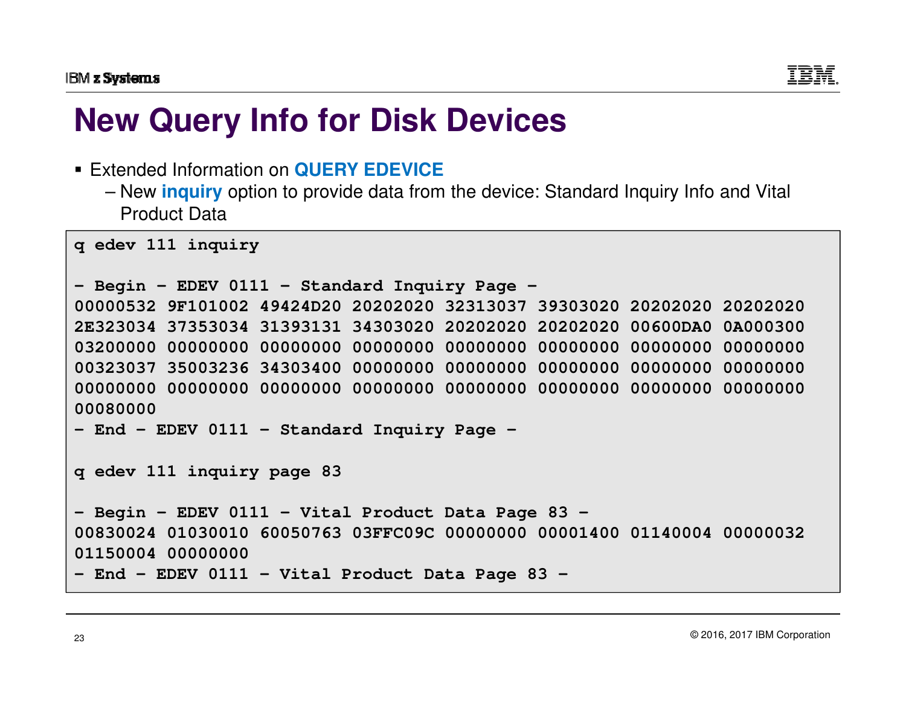# New Query Info for Disk Devices

- Extended Information on **QUERY EDEVICE**
  - New **inquiry** option to provide data from the device: Standard Inquiry Info and Vital Product Data

```
q edev 111 inquiry

- Begin - EDEV 0111 - Standard Inquiry Page -
00000532 9F101002 49424D20 20202020 32313037 39303020 20202020 20202020
2E323034 37353034 31393131 34303020 20202020 20202020 00600DA0 0A000300
03200000 00000000 00000000 00000000 00000000 00000000 00000000 00000000
00323037 35003236 34303400 00000000 00000000 00000000 00000000 00000000
00000000 00000000 00000000 00000000 00000000 00000000 00000000 00000000
00080000
- End - EDEV 0111 - Standard Inquiry Page -

q edev 111 inquiry page 83

- Begin - EDEV 0111 - Vital Product Data Page 83 -
00830024 01030010 60050763 03FFC09C 00000000 00001400 01140004 00000032
01150004 00000000
- End - EDEV 0111 - Vital Product Data Page 83 -
```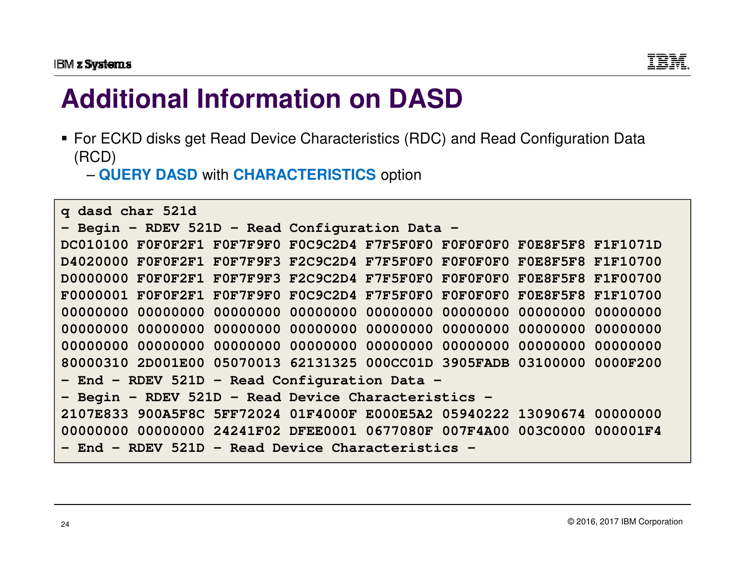# Additional Information on DASD

- For ECKD disks get Read Device Characteristics (RDC) and Read Configuration Data (RCD)
  - **QUERY DASD** with **CHARACTERISTICS** option

```
q dasd char 521d
- Begin - RDEV 521D - Read Configuration Data -
DC010100 F0F0F2F1 F0F7F9F0 F0C9C2D4 F7F5F0F0 F0F0F0F0 F0E8F5F8 F1F1071D
D4020000 F0F0F2F1 F0F7F9F3 F2C9C2D4 F7F5F0F0 F0F0F0F0 F0E8F5F8 F1F10700
D0000000 F0F0F2F1 F0F7F9F3 F2C9C2D4 F7F5F0F0 F0F0F0F0 F0E8F5F8 F1F00700
F0000001 F0F0F2F1 F0F7F9F0 F0C9C2D4 F7F5F0F0 F0F0F0F0 F0E8F5F8 F1F10700
00000000 00000000 00000000 00000000 00000000 00000000 00000000 00000000
00000000 00000000 00000000 00000000 00000000 00000000 00000000 00000000
00000000 00000000 00000000 00000000 00000000 00000000 00000000 00000000
80000310 2D001E00 05070013 62131325 000CC01D 3905FADB 03100000 0000F200
- End - RDEV 521D - Read Configuration Data -
- Begin - RDEV 521D - Read Device Characteristics -
2107E833 900A5F8C 5FF72024 01F4000F E000E5A2 05940222 13090674 00000000
00000000 00000000 24241F02 DFEE0001 0677080F 007F4A00 003C0000 000001F4
- End - RDEV 521D - Read Device Characteristics -
```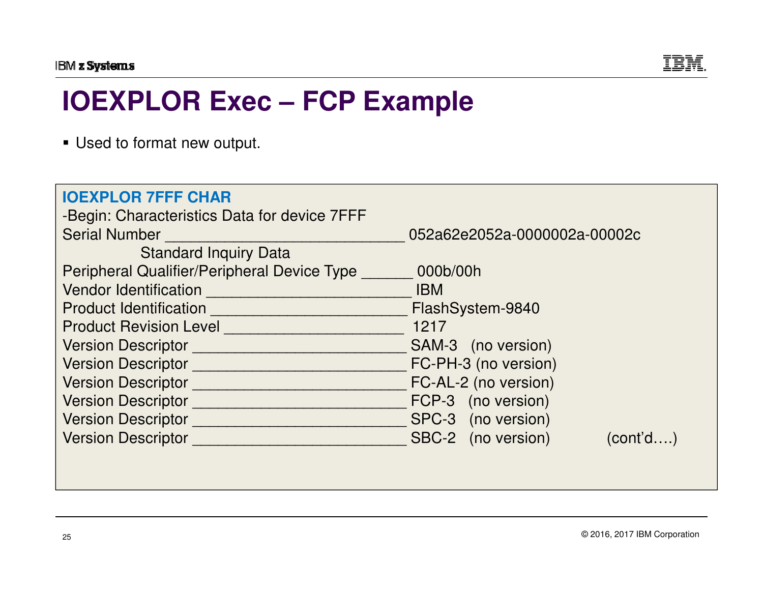# IOEXPLOR Exec – FCP Example

- Used to format new output.

```
IOEXPLOR 7FFF CHAR
-Begin: Characteristics Data for device 7FFF
Serial Number ____________________________ 052a62e2052a-0000002a-00002c
            Standard Inquiry Data
Peripheral Qualifier/Peripheral Device Type ______ 000b/00h
Vendor Identification ________________________ IBM
Product Identification _______________________ FlashSystem-9840
Product Revision Level _____________________ 1217
Version Descriptor _________________________ SAM-3   (no version)
Version Descriptor _________________________ FC-PH-3 (no version)
Version Descriptor _________________________ FC-AL-2 (no version)
Version Descriptor _________________________ FCP-3   (no version)
Version Descriptor _________________________ SPC-3   (no version)
Version Descriptor _________________________ SBC-2   (no version)          (cont'd….)
```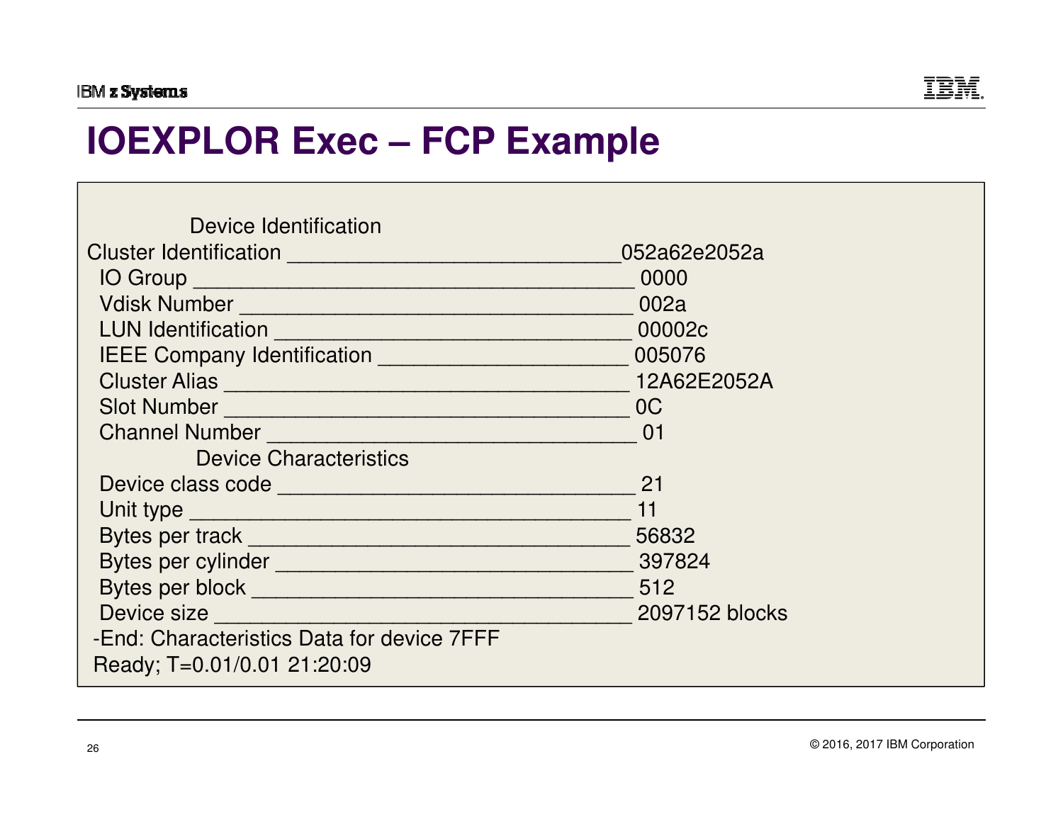# IOEXPLOR Exec – FCP Example

```
        Device Identification
Cluster Identification ___________________________052a62e2052a
 IO Group ________________________________________ 0000
 Vdisk Number ____________________________________ 002a
 LUN Identification ______________________________ 00002c
 IEEE Company Identification _____________________ 005076
 Cluster Alias ___________________________________ 12A62E2052A
 Slot Number _____________________________________ 0C
 Channel Number __________________________________ 01
        Device Characteristics
 Device class code _______________________________ 21
 Unit type _______________________________________ 11
 Bytes per track _________________________________ 56832
 Bytes per cylinder ______________________________ 397824
 Bytes per block _________________________________ 512
 Device size _____________________________________ 2097152 blocks
-End: Characteristics Data for device 7FFF
Ready; T=0.01/0.01 21:20:09
```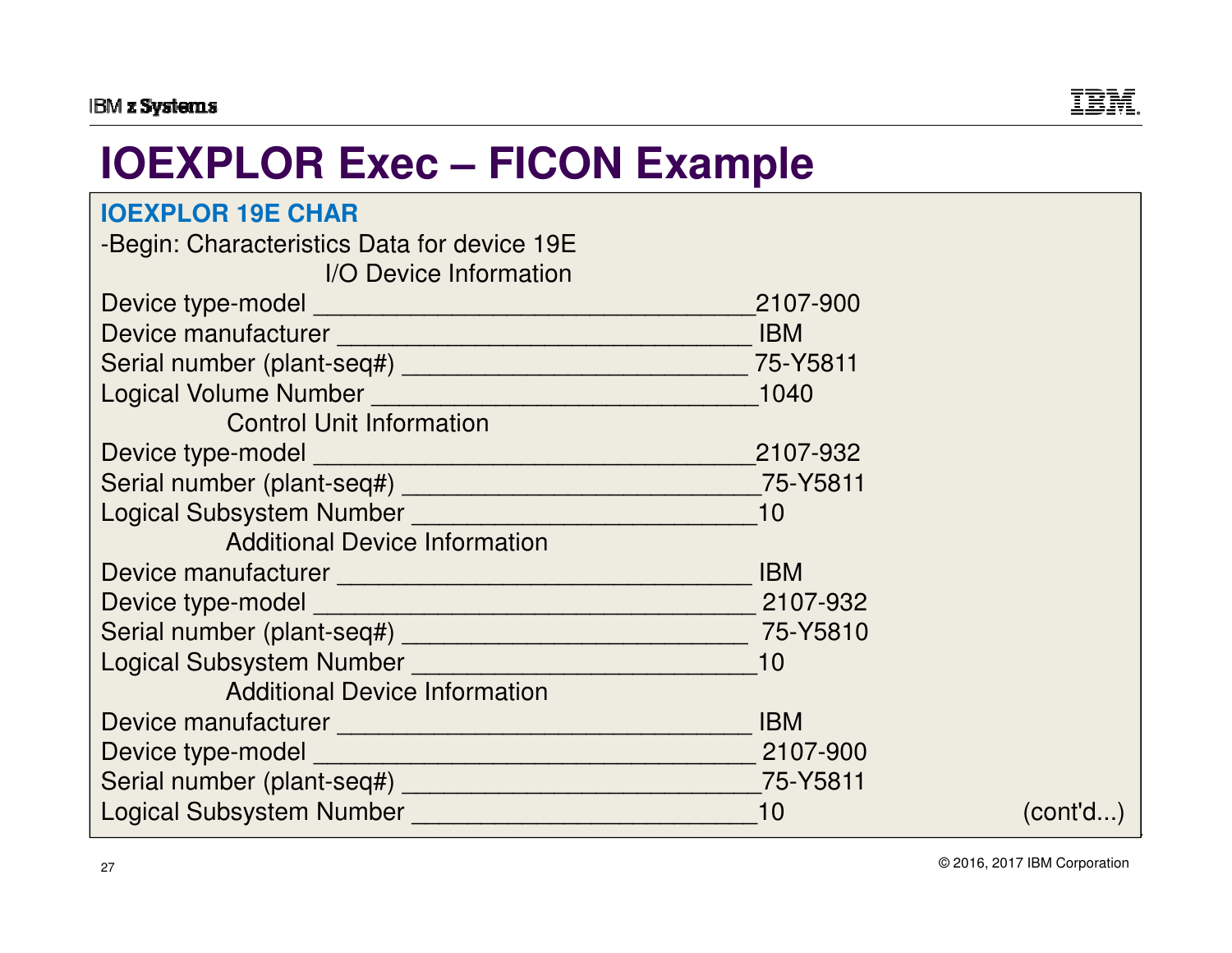# IOEXPLOR Exec – FICON Example

```
IOEXPLOR 19E CHAR
-Begin: Characteristics Data for device 19E
                    I/O Device Information
Device type-model ________________________________2107-900
Device manufacturer ______________________________ IBM
Serial number (plant-seq#) _________________________ 75-Y5811
Logical Volume Number ____________________________1040
            Control Unit Information
Device type-model ________________________________2107-932
Serial number (plant-seq#) __________________________75-Y5811
Logical Subsystem Number _________________________10
            Additional Device Information
Device manufacturer ______________________________ IBM
Device type-model ________________________________ 2107-932
Serial number (plant-seq#) _________________________  75-Y5810
Logical Subsystem Number _________________________10
            Additional Device Information
Device manufacturer ______________________________ IBM
Device type-model ________________________________ 2107-900
Serial number (plant-seq#) __________________________75-Y5811
Logical Subsystem Number _________________________10                    (cont'd...)
```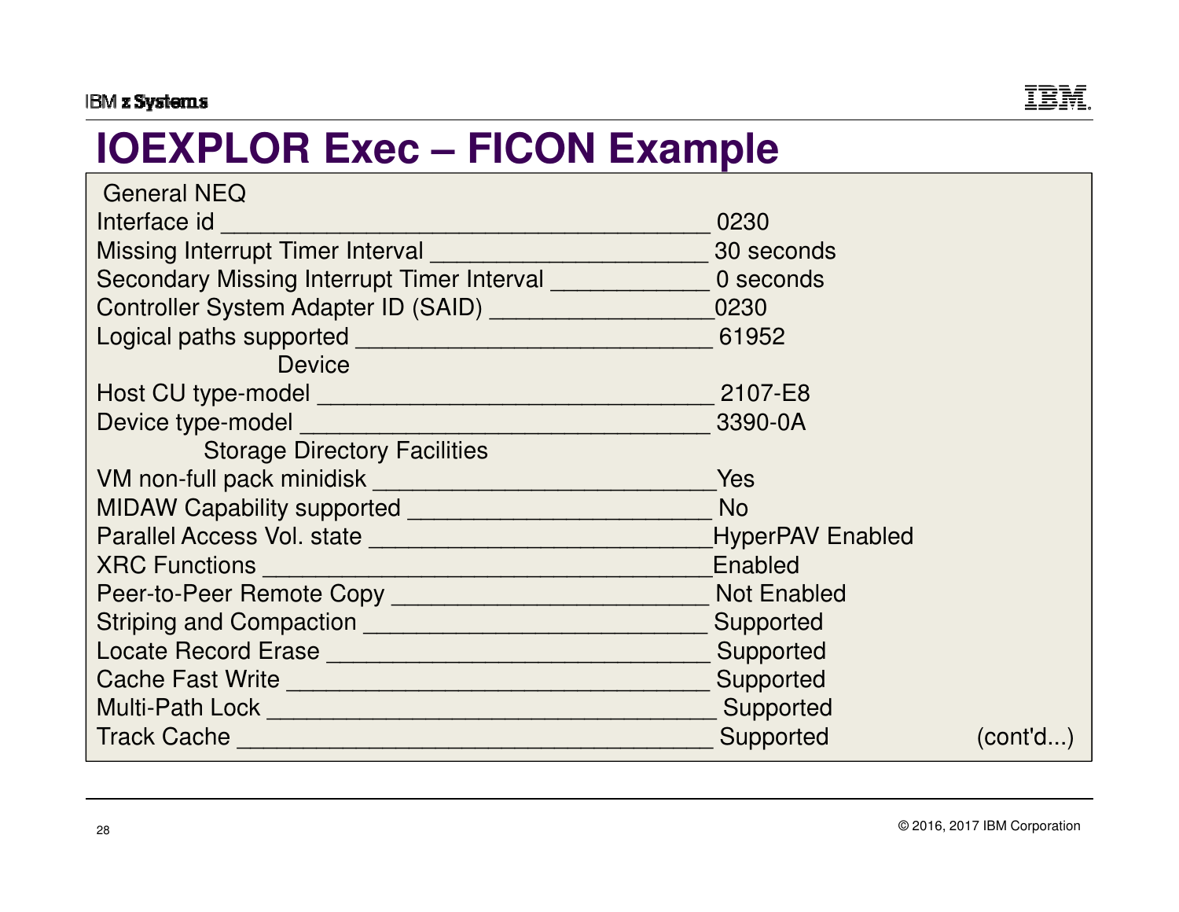# IOEXPLOR Exec – FICON Example

```
 General NEQ
Interface id _____________________________________ 0230
Missing Interrupt Timer Interval _____________________ 30 seconds
Secondary Missing Interrupt Timer Interval ____________ 0 seconds
Controller System Adapter ID (SAID) _________________0230
Logical paths supported ___________________________ 61952
                    Device
Host CU type-model ______________________________ 2107-E8
Device type-model _______________________________ 3390-0A
            Storage Directory Facilities
VM non-full pack minidisk __________________________Yes
MIDAW Capability supported _______________________ No
Parallel Access Vol. state __________________________HyperPAV Enabled
XRC Functions ___________________________________Enabled
Peer-to-Peer Remote Copy ________________________ Not Enabled
Striping and Compaction __________________________ Supported
Locate Record Erase _____________________________ Supported
Cache Fast Write ________________________________ Supported
Multi-Path Lock __________________________________ Supported
Track Cache _____________________________________ Supported          (cont'd...)
```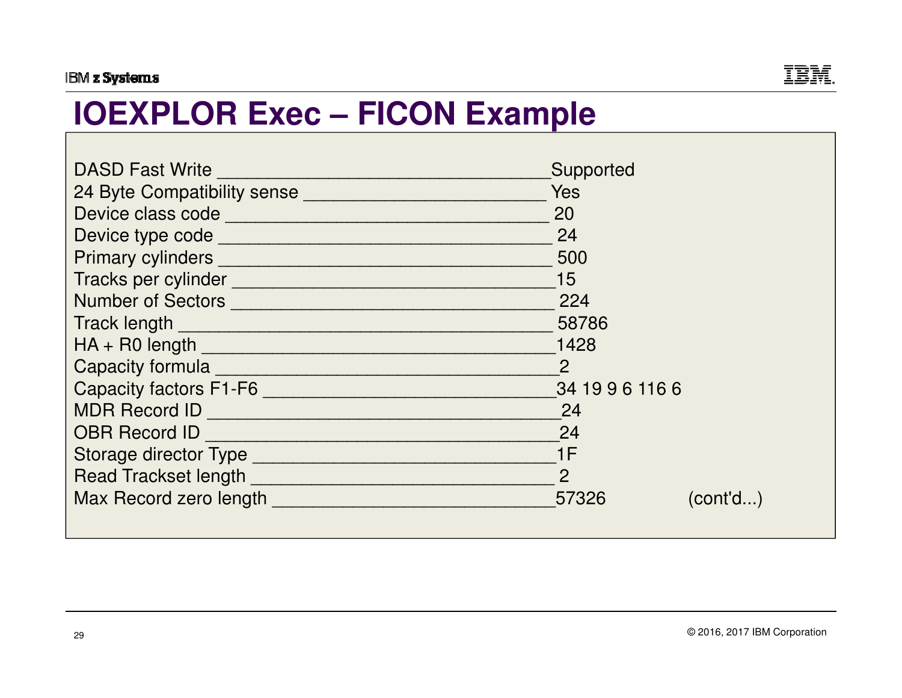# IOEXPLOR Exec – FICON Example

```
DASD Fast Write ________________________________Supported
24 Byte Compatibility sense ________________________ Yes
Device class code _______________________________ 20
Device type code ________________________________ 24
Primary cylinders _______________________________ 500
Tracks per cylinder ______________________________15
Number of Sectors _______________________________ 224
Track length ____________________________________ 58786
HA + R0 length __________________________________1428
Capacity formula ________________________________2
Capacity factors F1-F6 ___________________________34 19 9 6 116 6
MDR Record ID ___________________________________24
OBR Record ID ___________________________________24
Storage director Type _____________________________1F
Read Trackset length _____________________________ 2
Max Record zero length ___________________________57326          (cont'd...)
```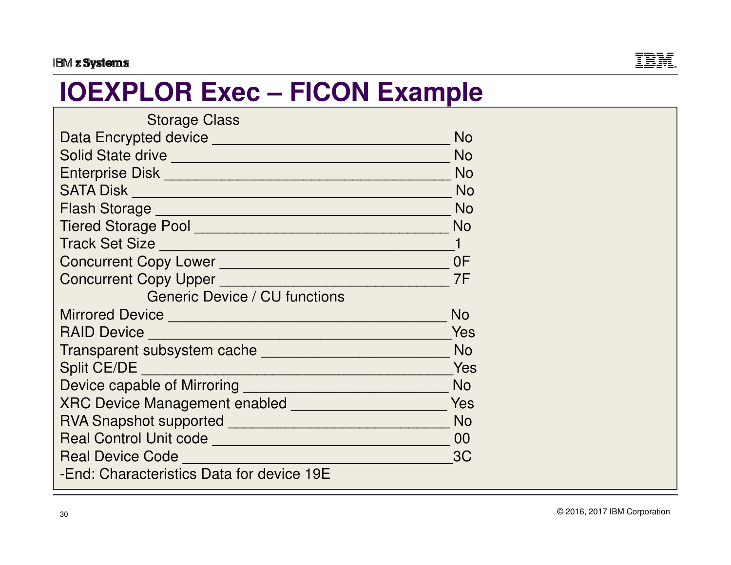# IOEXPLOR Exec – FICON Example

```
                     Storage Class
Data Encrypted device ____________________________ No
Solid State drive _________________________________ No
Enterprise Disk ___________________________________ No
SATA Disk _________________________________________ No
Flash Storage _____________________________________ No
Tiered Storage Pool _______________________________ No
Track Set Size ____________________________________1
Concurrent Copy Lower ____________________________ 0F
Concurrent Copy Upper ____________________________ 7F
                     Generic Device / CU functions
Mirrored Device __________________________________ No
RAID Device ______________________________________Yes
Transparent subsystem cache ______________________ No
Split CE/DE ______________________________________Yes
Device capable of Mirroring ______________________ No
XRC Device Management enabled ___________________ Yes
RVA Snapshot supported ___________________________ No
Real Control Unit code ___________________________ 00
Real Device Code _________________________________3C
-End: Characteristics Data for device 19E
```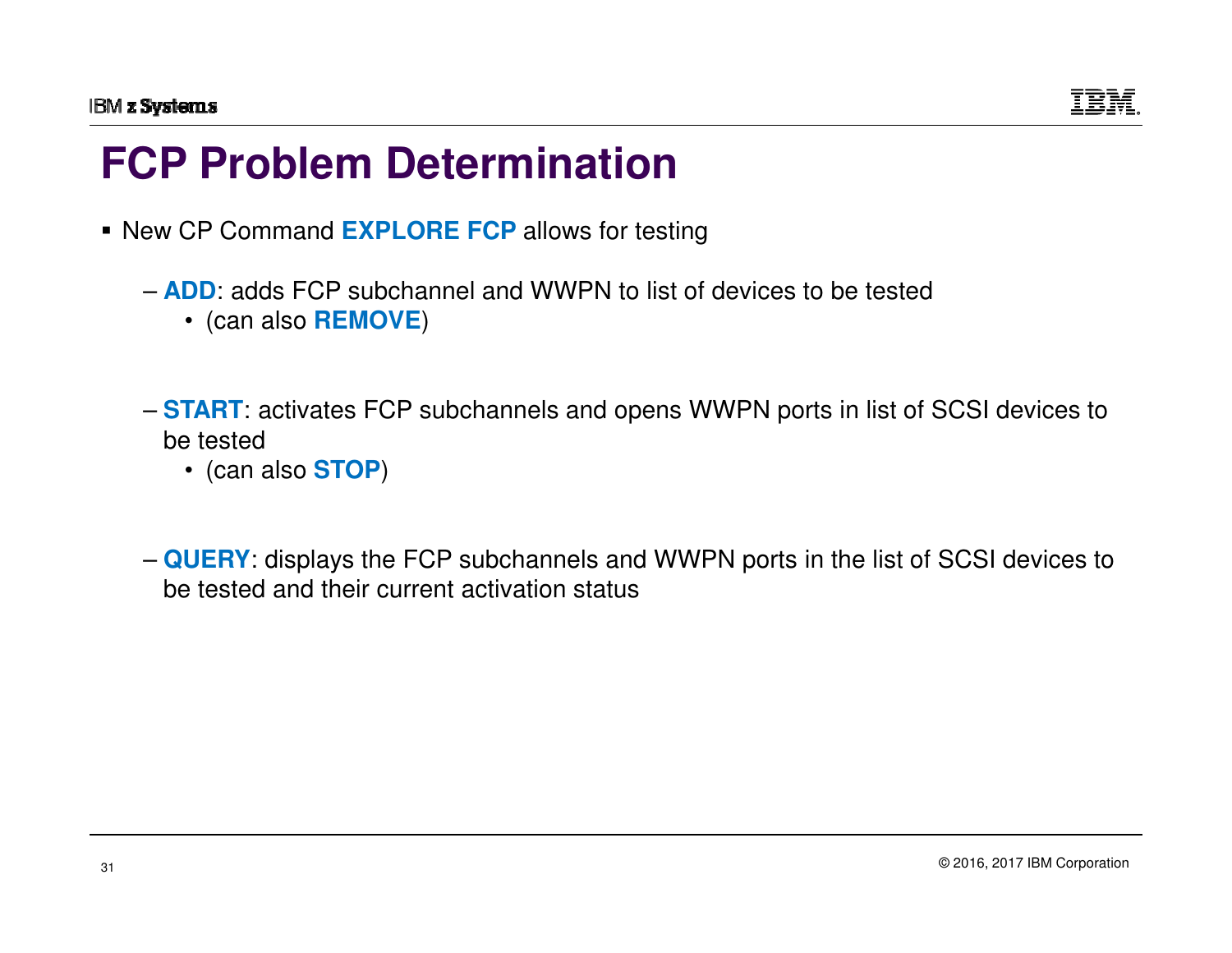# FCP Problem Determination

- New CP Command **EXPLORE FCP** allows for testing
  - **ADD**: adds FCP subchannel and WWPN to list of devices to be tested
    - (can also **REMOVE**)
  - **START**: activates FCP subchannels and opens WWPN ports in list of SCSI devices to be tested
    - (can also **STOP**)
  - **QUERY**: displays the FCP subchannels and WWPN ports in the list of SCSI devices to be tested and their current activation status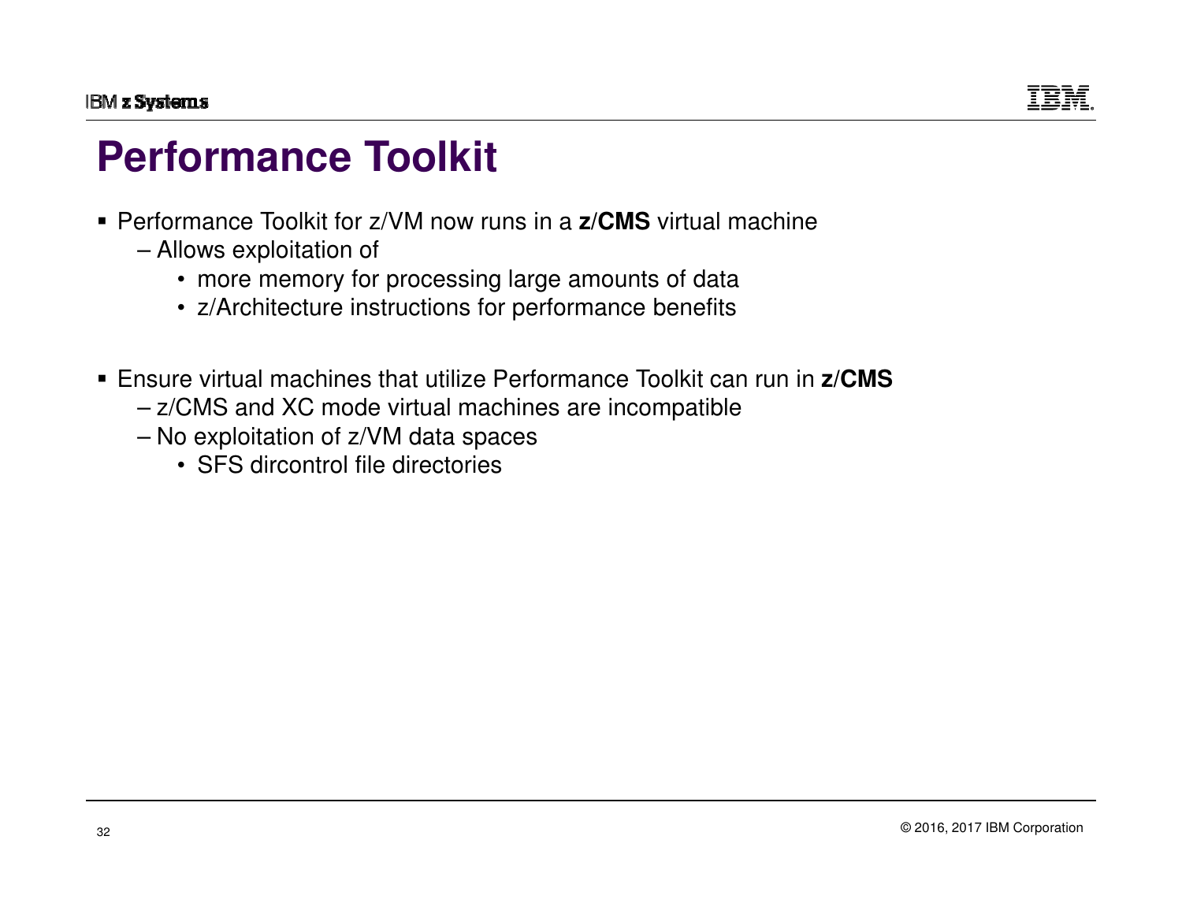# Performance Toolkit

- Performance Toolkit for z/VM now runs in a **z/CMS** virtual machine
  - Allows exploitation of
    - more memory for processing large amounts of data
    - z/Architecture instructions for performance benefits

- Ensure virtual machines that utilize Performance Toolkit can run in **z/CMS**
  - z/CMS and XC mode virtual machines are incompatible
  - No exploitation of z/VM data spaces
    - SFS dircontrol file directories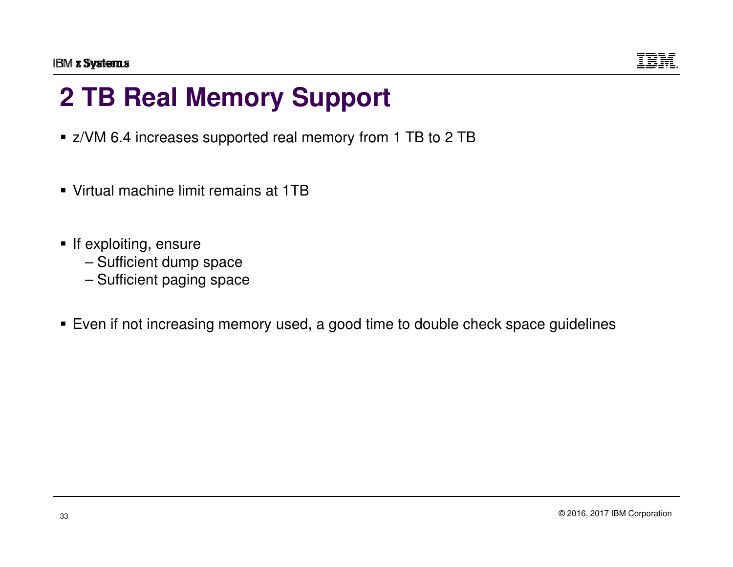# 2 TB Real Memory Support

- z/VM 6.4 increases supported real memory from 1 TB to 2 TB
- Virtual machine limit remains at 1TB
- If exploiting, ensure
  - Sufficient dump space
  - Sufficient paging space
- Even if not increasing memory used, a good time to double check space guidelines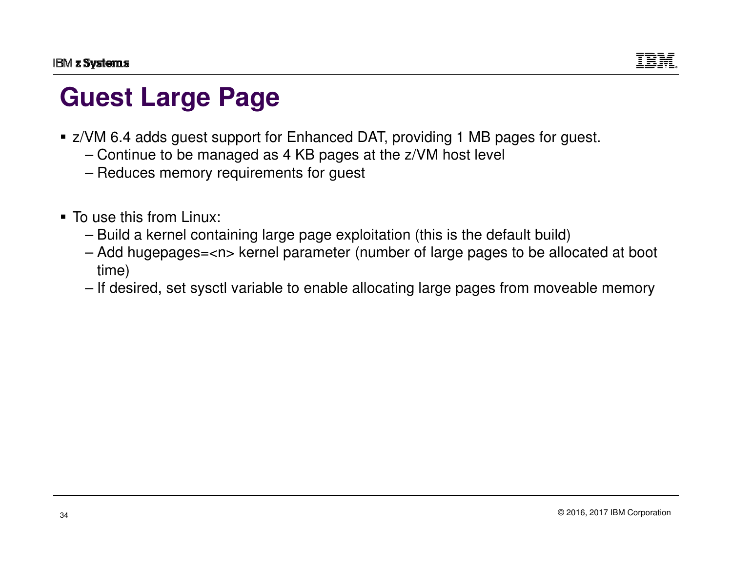# Guest Large Page

- z/VM 6.4 adds guest support for Enhanced DAT, providing 1 MB pages for guest.
  - Continue to be managed as 4 KB pages at the z/VM host level
  - Reduces memory requirements for guest

- To use this from Linux:
  - Build a kernel containing large page exploitation (this is the default build)
  - Add hugepages=<n> kernel parameter (number of large pages to be allocated at boot time)
  - If desired, set sysctl variable to enable allocating large pages from moveable memory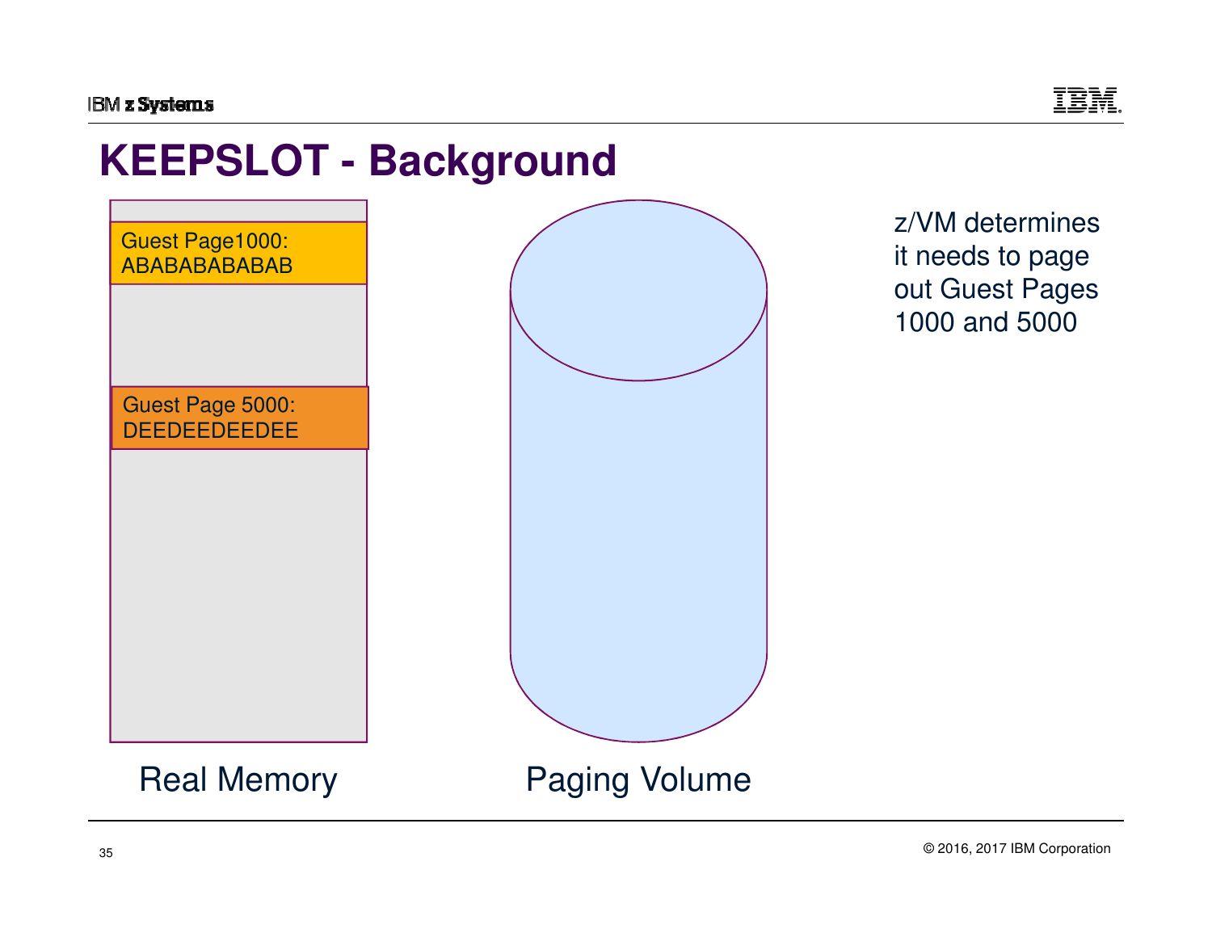# KEEPSLOT - Background

Guest Page1000:
ABABABABABAB

Guest Page 5000:
DEEDEEDEEDEE

Real Memory

Paging Volume

z/VM determines it needs to page out Guest Pages 1000 and 5000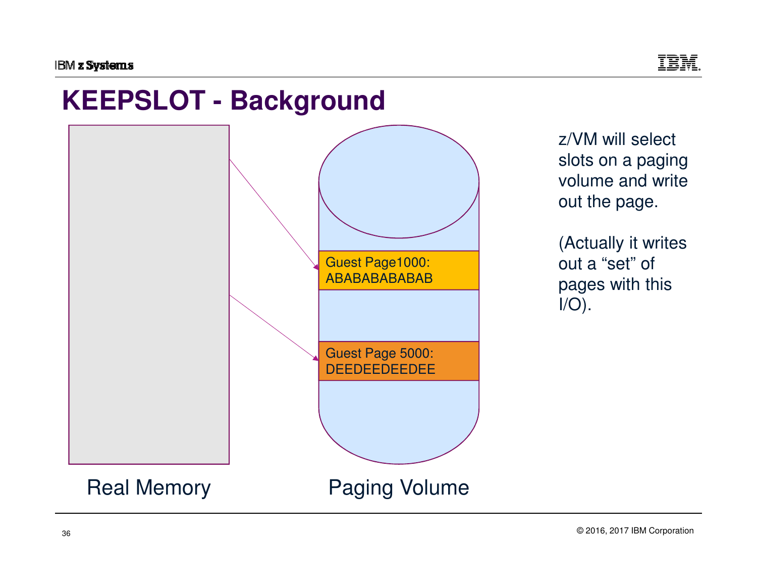# KEEPSLOT - Background

Guest Page1000:
ABABABABABAB

Guest Page 5000:
DEEDEEDEEDEE

Real Memory

Paging Volume

z/VM will select slots on a paging volume and write out the page.

(Actually it writes out a “set” of pages with this I/O).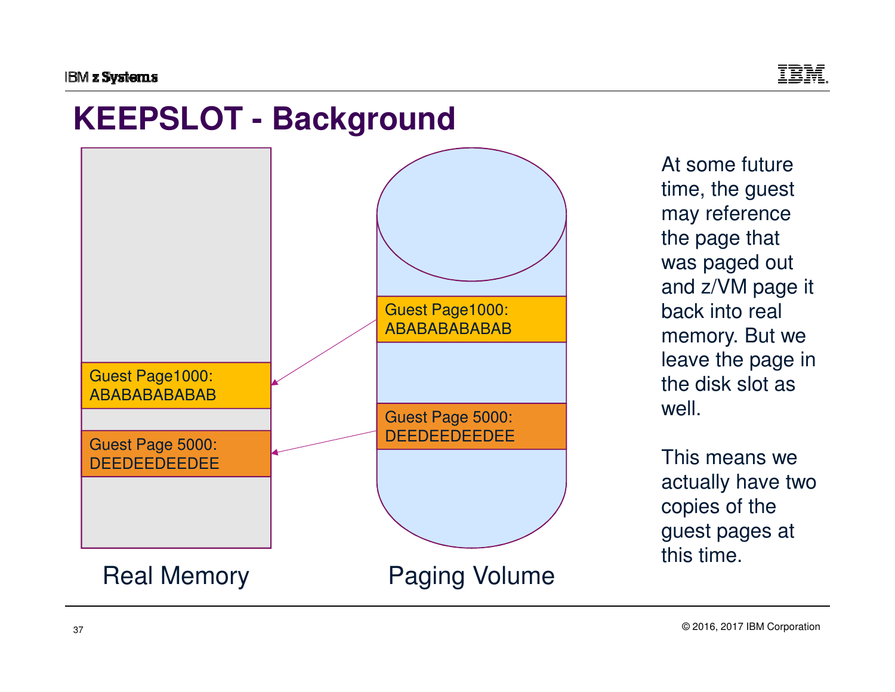# KEEPSLOT - Background

Guest Page1000:
ABABABABABAB

Guest Page 5000:
DEEDEEDEEDEE

Real Memory

Guest Page1000:
ABABABABABAB

Guest Page 5000:
DEEDEEDEEDEE

Paging Volume

At some future time, the guest may reference the page that was paged out and z/VM page it back into real memory. But we leave the page in the disk slot as well.

This means we actually have two copies of the guest pages at this time.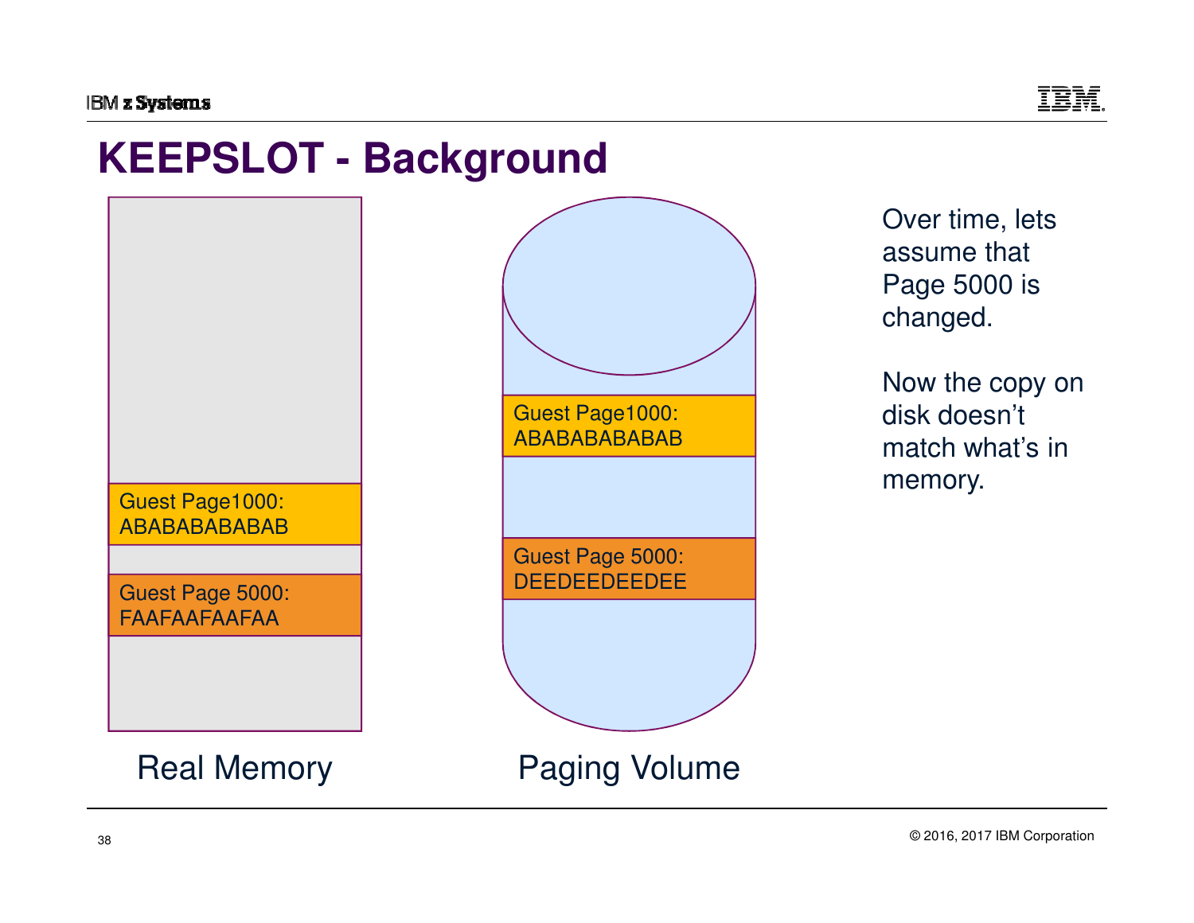# KEEPSLOT - Background

Guest Page1000:
ABABABABABAB

Guest Page 5000:
FAAFAAFAAFAA

Real Memory

Guest Page1000:
ABABABABABAB

Guest Page 5000:
DEEDEEDEEDEE

Paging Volume

Over time, lets assume that Page 5000 is changed.

Now the copy on disk doesn't match what's in memory.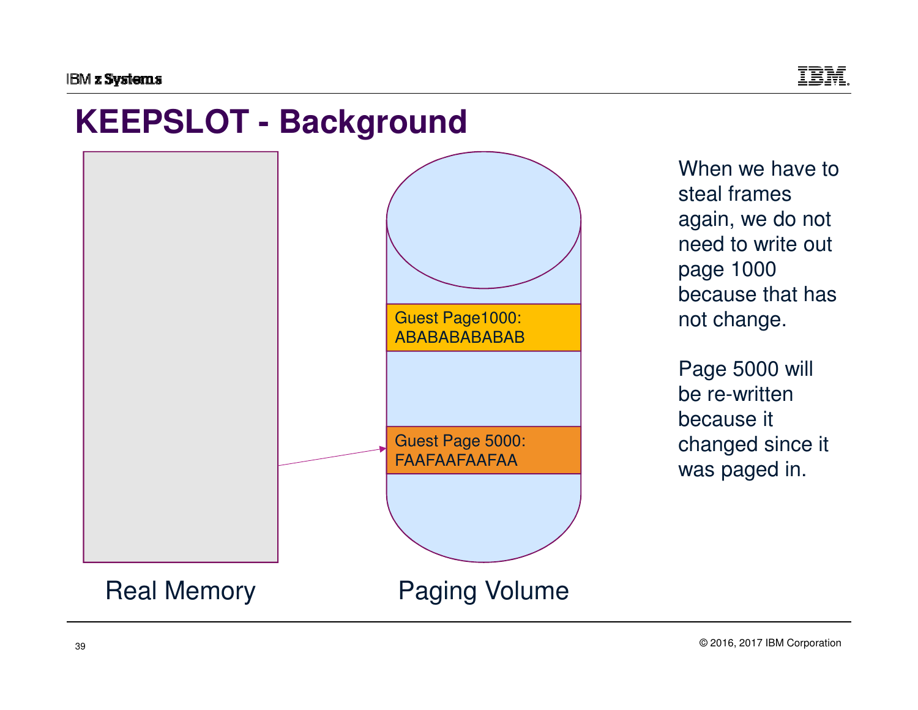# KEEPSLOT - Background

Guest Page1000:
ABABABABABAB

Guest Page 5000:
FAAFAAFAAFAA

Real Memory

Paging Volume

When we have to steal frames again, we do not need to write out page 1000 because that has not change.

Page 5000 will be re-written because it changed since it was paged in.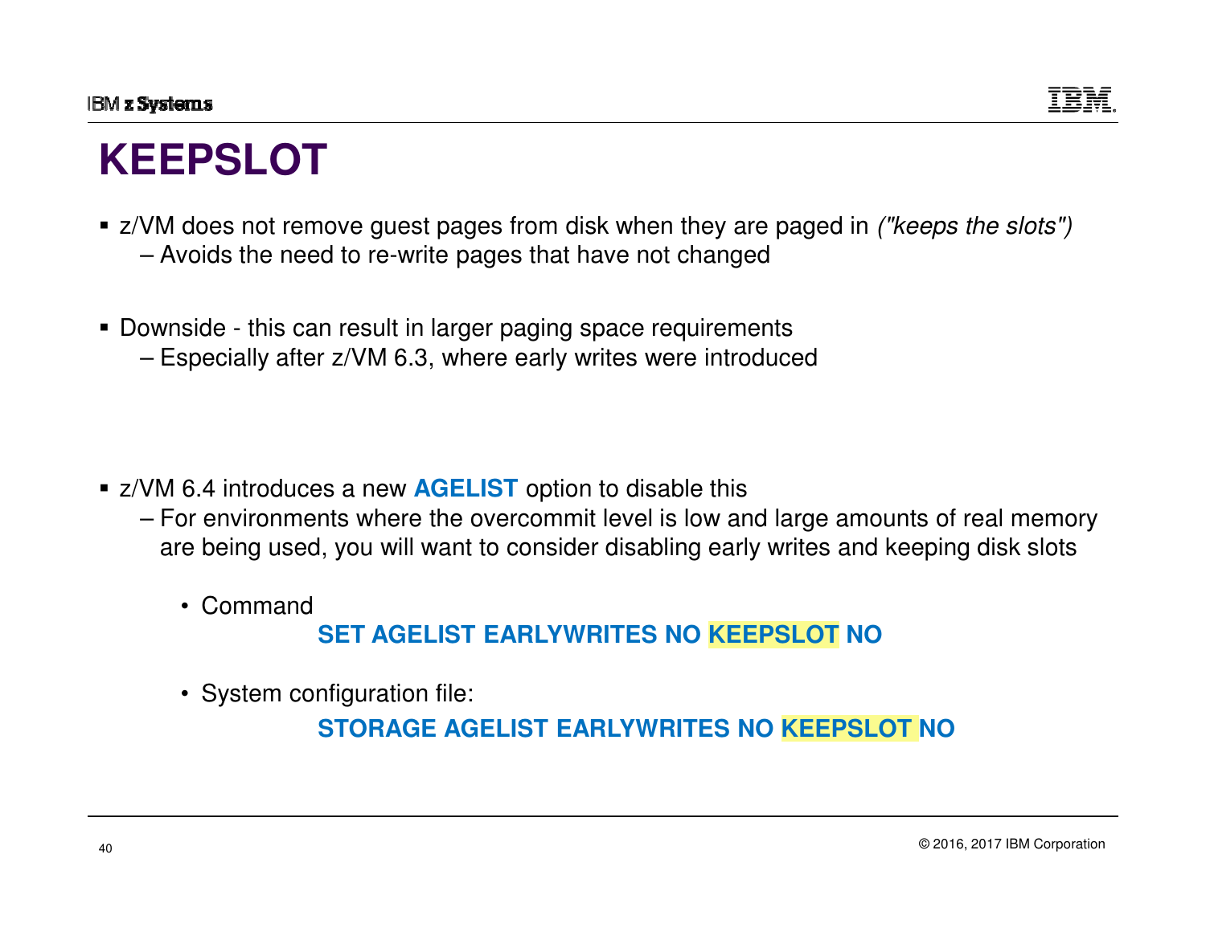# KEEPSLOT

- z/VM does not remove guest pages from disk when they are paged in *("keeps the slots")*
  - Avoids the need to re-write pages that have not changed

- Downside - this can result in larger paging space requirements
  - Especially after z/VM 6.3, where early writes were introduced

- z/VM 6.4 introduces a new **AGELIST** option to disable this
  - For environments where the overcommit level is low and large amounts of real memory are being used, you will want to consider disabling early writes and keeping disk slots
    - Command

      **SET AGELIST EARLYWRITES NO KEEPSLOT NO**

    - System configuration file:

      **STORAGE AGELIST EARLYWRITES NO KEEPSLOT NO**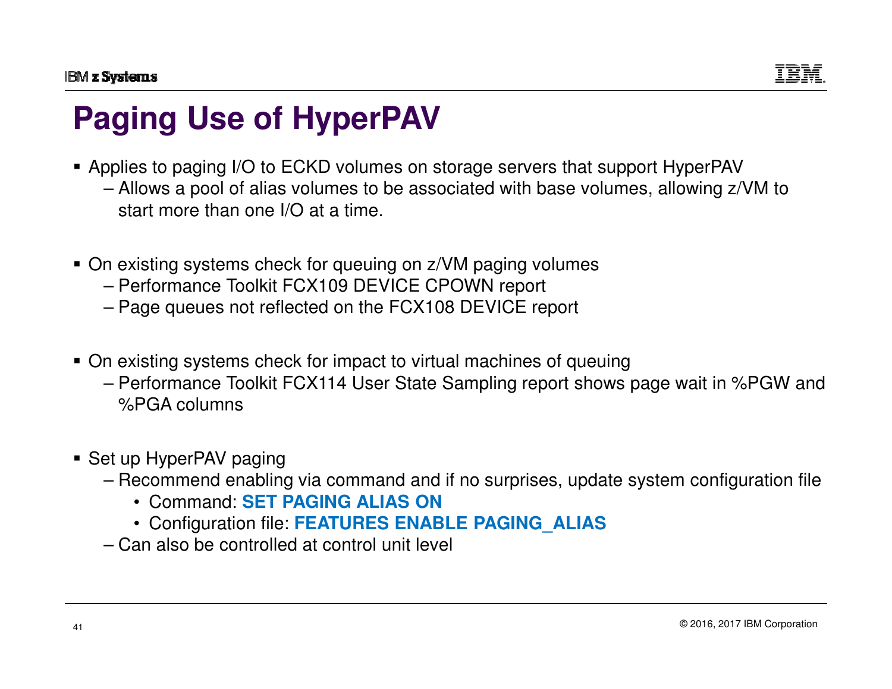# Paging Use of HyperPAV

- Applies to paging I/O to ECKD volumes on storage servers that support HyperPAV
  - Allows a pool of alias volumes to be associated with base volumes, allowing z/VM to start more than one I/O at a time.

- On existing systems check for queuing on z/VM paging volumes
  - Performance Toolkit FCX109 DEVICE CPOWN report
  - Page queues not reflected on the FCX108 DEVICE report

- On existing systems check for impact to virtual machines of queuing
  - Performance Toolkit FCX114 User State Sampling report shows page wait in %PGW and %PGA columns

- Set up HyperPAV paging
  - Recommend enabling via command and if no surprises, update system configuration file
    - Command: **SET PAGING ALIAS ON**
    - Configuration file: **FEATURES ENABLE PAGING_ALIAS**
  - Can also be controlled at control unit level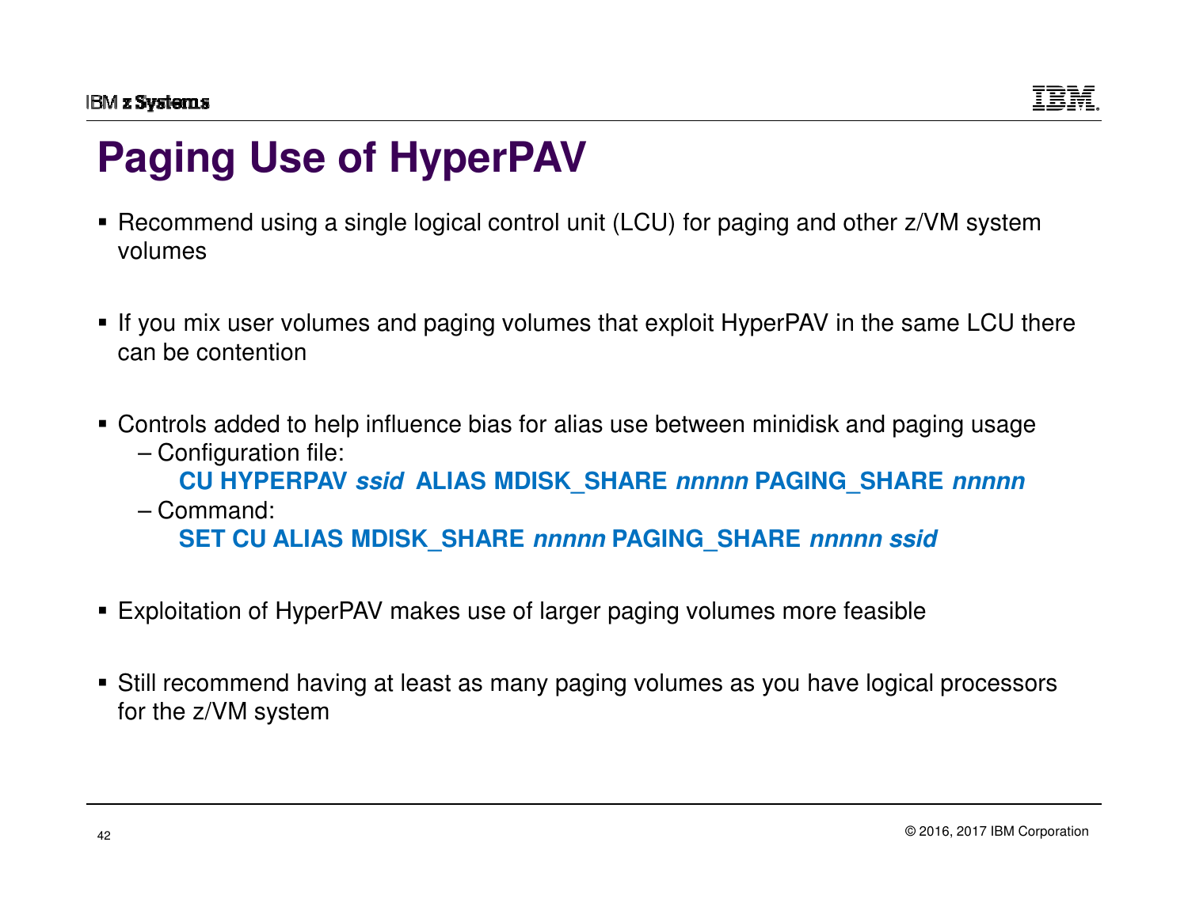# Paging Use of HyperPAV

- Recommend using a single logical control unit (LCU) for paging and other z/VM system volumes
- If you mix user volumes and paging volumes that exploit HyperPAV in the same LCU there can be contention
- Controls added to help influence bias for alias use between minidisk and paging usage
  - Configuration file:
    **CU HYPERPAV *ssid* ALIAS MDISK_SHARE *nnnnn* PAGING_SHARE *nnnnn***
  - Command:
    **SET CU ALIAS MDISK_SHARE *nnnnn* PAGING_SHARE *nnnnn ssid***
- Exploitation of HyperPAV makes use of larger paging volumes more feasible
- Still recommend having at least as many paging volumes as you have logical processors for the z/VM system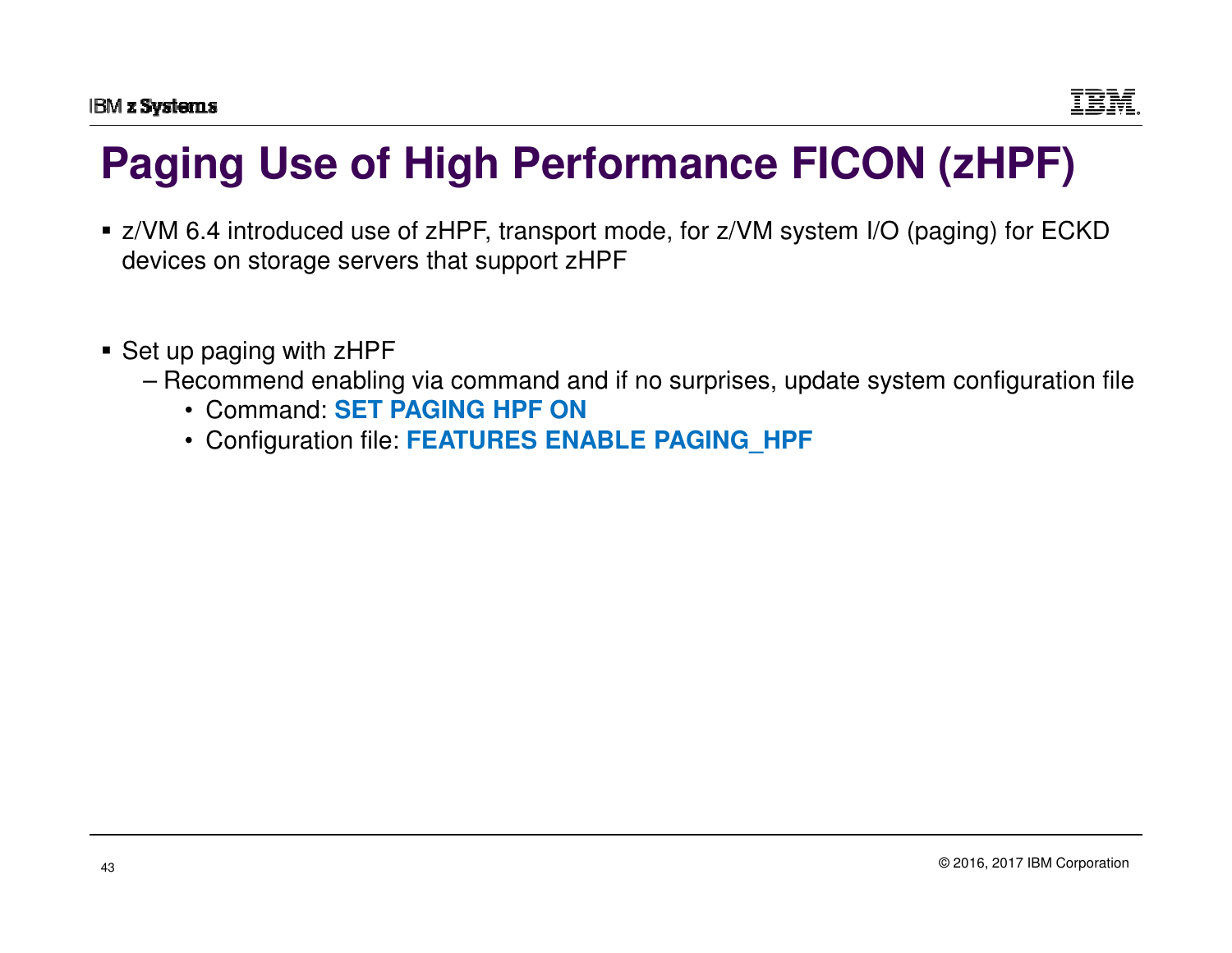# Paging Use of High Performance FICON (zHPF)

- z/VM 6.4 introduced use of zHPF, transport mode, for z/VM system I/O (paging) for ECKD devices on storage servers that support zHPF

- Set up paging with zHPF
  - Recommend enabling via command and if no surprises, update system configuration file
    - Command: **SET PAGING HPF ON**
    - Configuration file: **FEATURES ENABLE PAGING_HPF**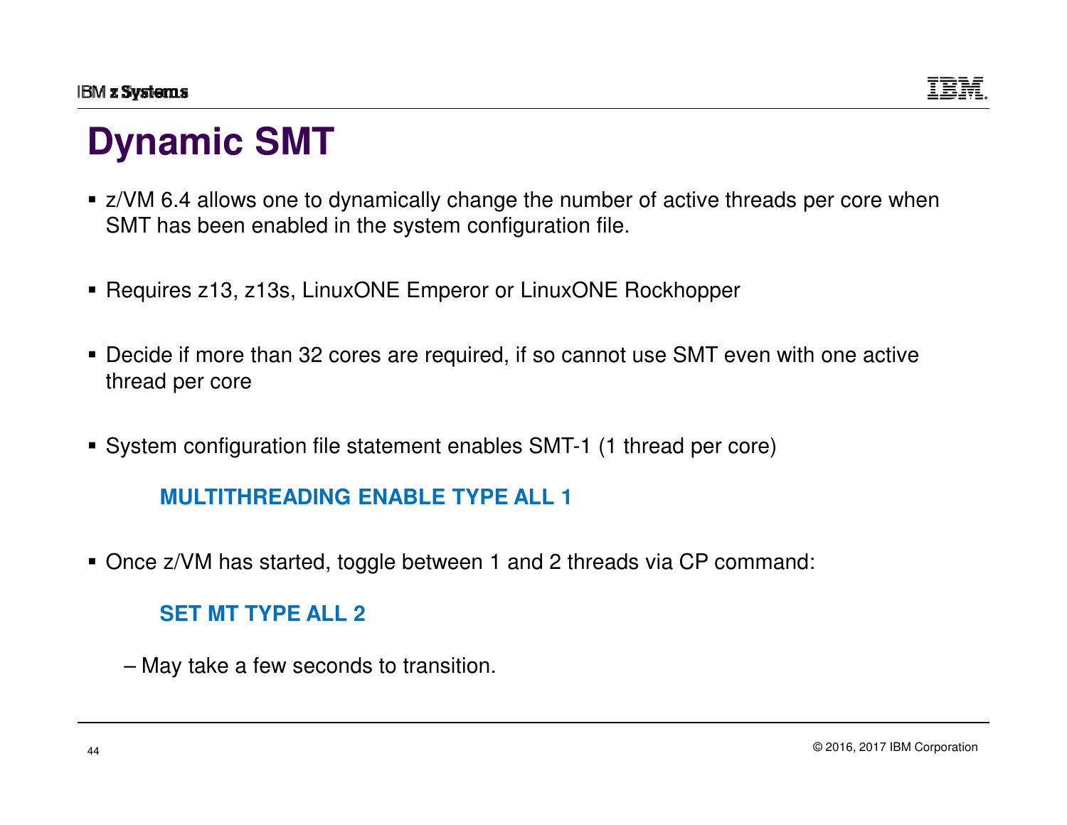# Dynamic SMT

- z/VM 6.4 allows one to dynamically change the number of active threads per core when SMT has been enabled in the system configuration file.

- Requires z13, z13s, LinuxONE Emperor or LinuxONE Rockhopper

- Decide if more than 32 cores are required, if so cannot use SMT even with one active thread per core

- System configuration file statement enables SMT-1 (1 thread per core)

  **MULTITHREADING ENABLE TYPE ALL 1**

- Once z/VM has started, toggle between 1 and 2 threads via CP command:

  **SET MT TYPE ALL 2**

  – May take a few seconds to transition.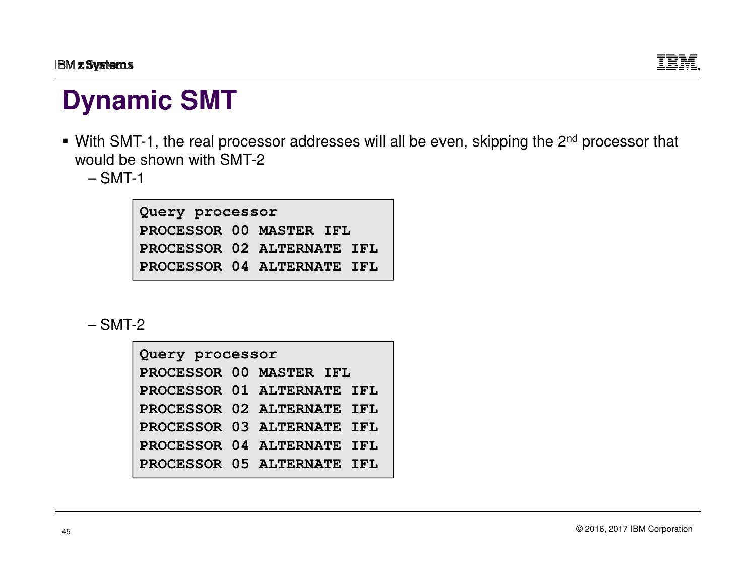# Dynamic SMT

- With SMT-1, the real processor addresses will all be even, skipping the 2nd processor that would be shown with SMT-2
  - SMT-1

```
Query processor
PROCESSOR 00 MASTER IFL
PROCESSOR 02 ALTERNATE IFL
PROCESSOR 04 ALTERNATE IFL
```

  - SMT-2

```
Query processor
PROCESSOR 00 MASTER IFL
PROCESSOR 01 ALTERNATE IFL
PROCESSOR 02 ALTERNATE IFL
PROCESSOR 03 ALTERNATE IFL
PROCESSOR 04 ALTERNATE IFL
PROCESSOR 05 ALTERNATE IFL
```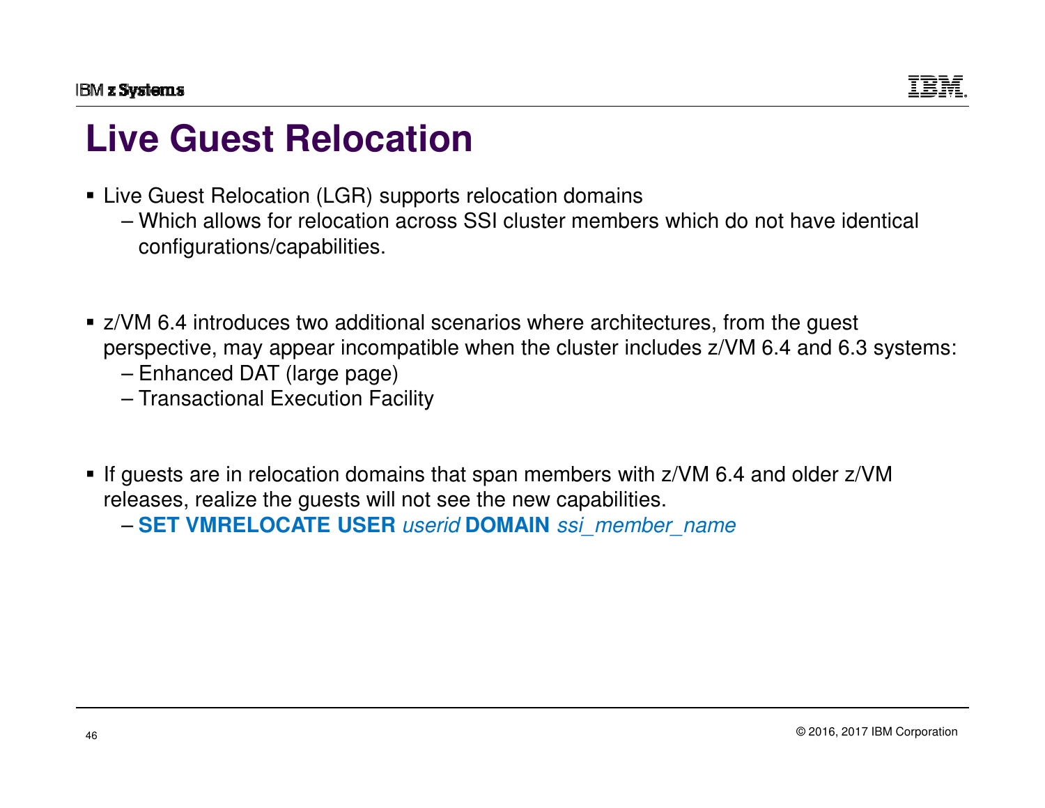# Live Guest Relocation

- Live Guest Relocation (LGR) supports relocation domains
  - Which allows for relocation across SSI cluster members which do not have identical configurations/capabilities.

- z/VM 6.4 introduces two additional scenarios where architectures, from the guest perspective, may appear incompatible when the cluster includes z/VM 6.4 and 6.3 systems:
  - Enhanced DAT (large page)
  - Transactional Execution Facility

- If guests are in relocation domains that span members with z/VM 6.4 and older z/VM releases, realize the guests will not see the new capabilities.
  - **SET VMRELOCATE USER** *userid* **DOMAIN** *ssi_member_name*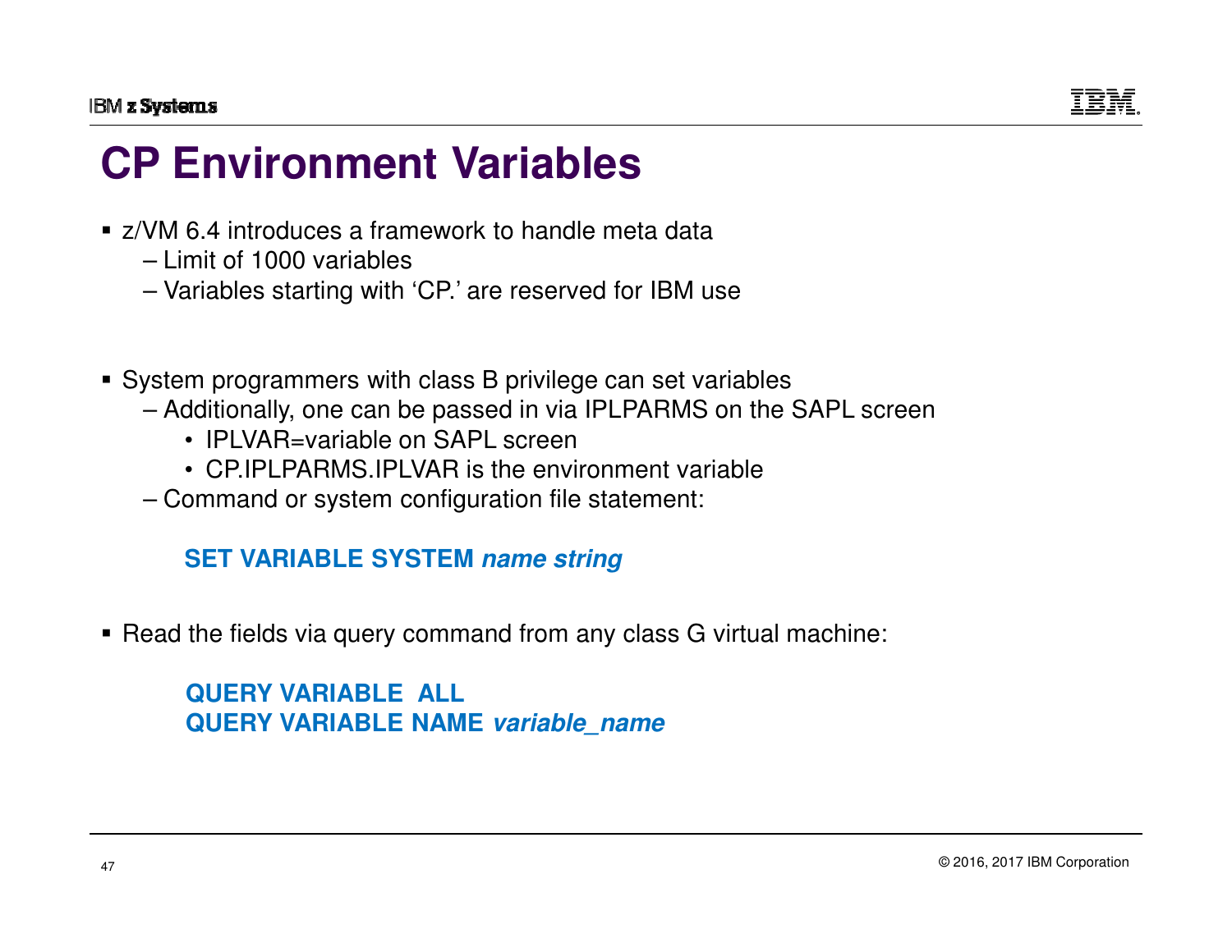# CP Environment Variables

- z/VM 6.4 introduces a framework to handle meta data
  - Limit of 1000 variables
  - Variables starting with 'CP.' are reserved for IBM use

- System programmers with class B privilege can set variables
  - Additionally, one can be passed in via IPLPARMS on the SAPL screen
    - IPLVAR=variable on SAPL screen
    - CP.IPLPARMS.IPLVAR is the environment variable
  - Command or system configuration file statement:

    **SET VARIABLE SYSTEM *name string***

- Read the fields via query command from any class G virtual machine:

  **QUERY VARIABLE ALL**
  **QUERY VARIABLE NAME *variable_name***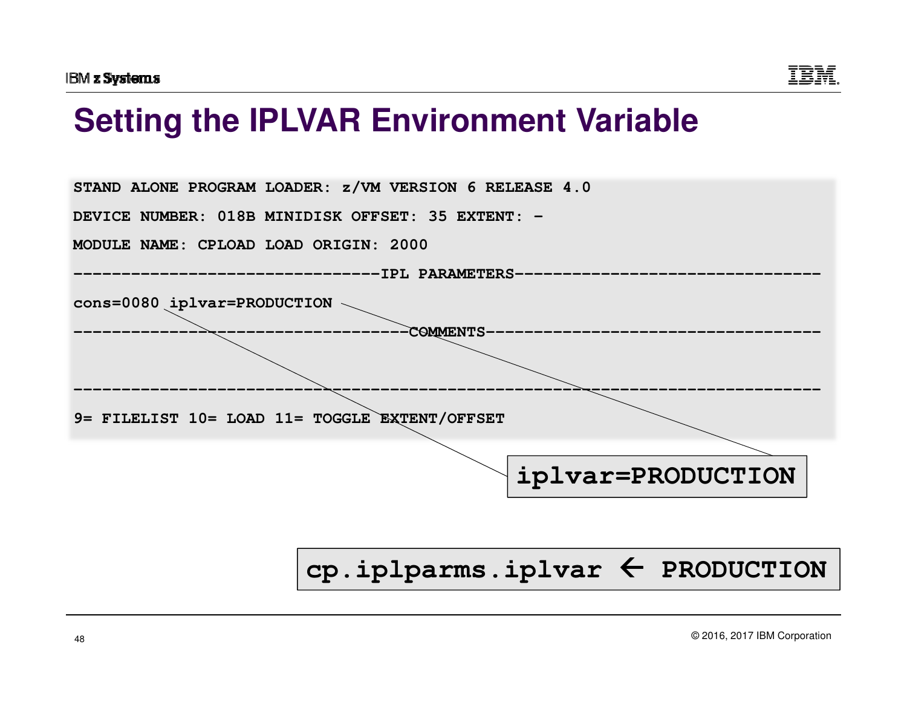# Setting the IPLVAR Environment Variable

```
STAND ALONE PROGRAM LOADER: z/VM VERSION 6 RELEASE 4.0

DEVICE NUMBER: 018B MINIDISK OFFSET: 35 EXTENT: -

MODULE NAME: CPLOAD LOAD ORIGIN: 2000

--------------------------------IPL PARAMETERS--------------------------------

cons=0080 iplvar=PRODUCTION

-----------------------------------COMMENTS-----------------------------------



------------------------------------------------------------------------------

9= FILELIST 10= LOAD 11= TOGGLE EXTENT/OFFSET
```

```
iplvar=PRODUCTION
```

```
cp.iplparms.iplvar ← PRODUCTION
```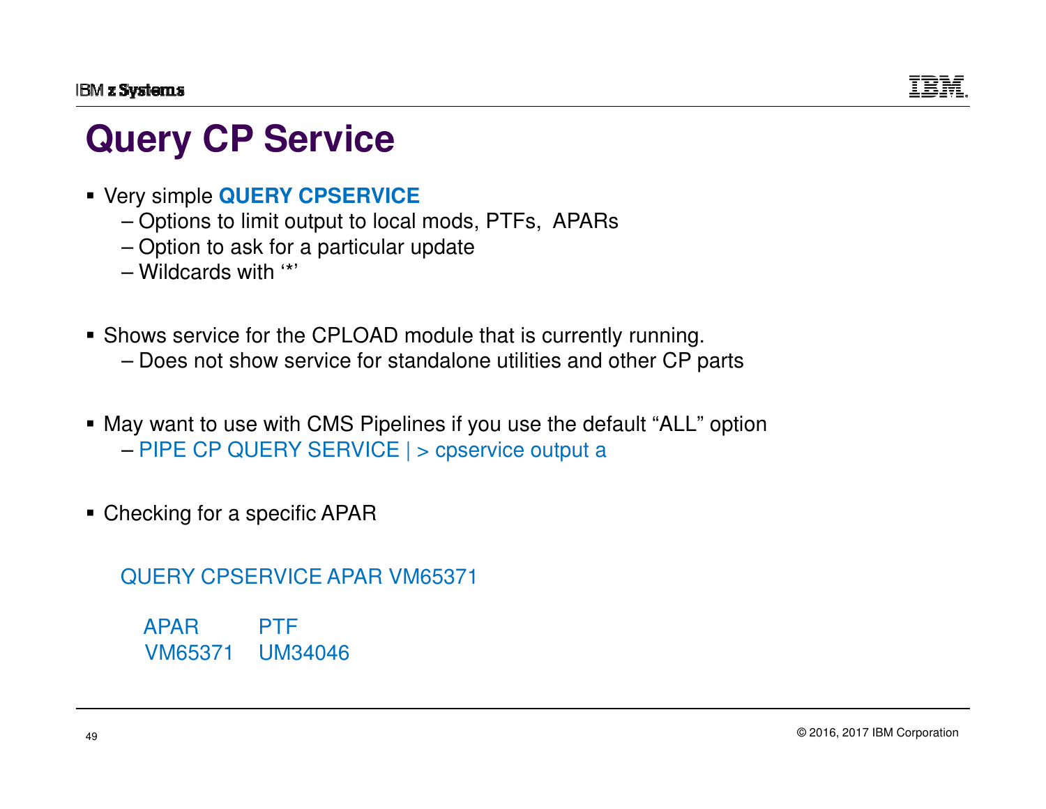# Query CP Service

- Very simple **QUERY CPSERVICE**
  - Options to limit output to local mods, PTFs, APARs
  - Option to ask for a particular update
  - Wildcards with '*'

- Shows service for the CPLOAD module that is currently running.
  - Does not show service for standalone utilities and other CP parts

- May want to use with CMS Pipelines if you use the default "ALL" option
  - PIPE CP QUERY SERVICE | > cpservice output a

- Checking for a specific APAR

```
QUERY CPSERVICE APAR VM65371

   APAR       PTF
   VM65371    UM34046
```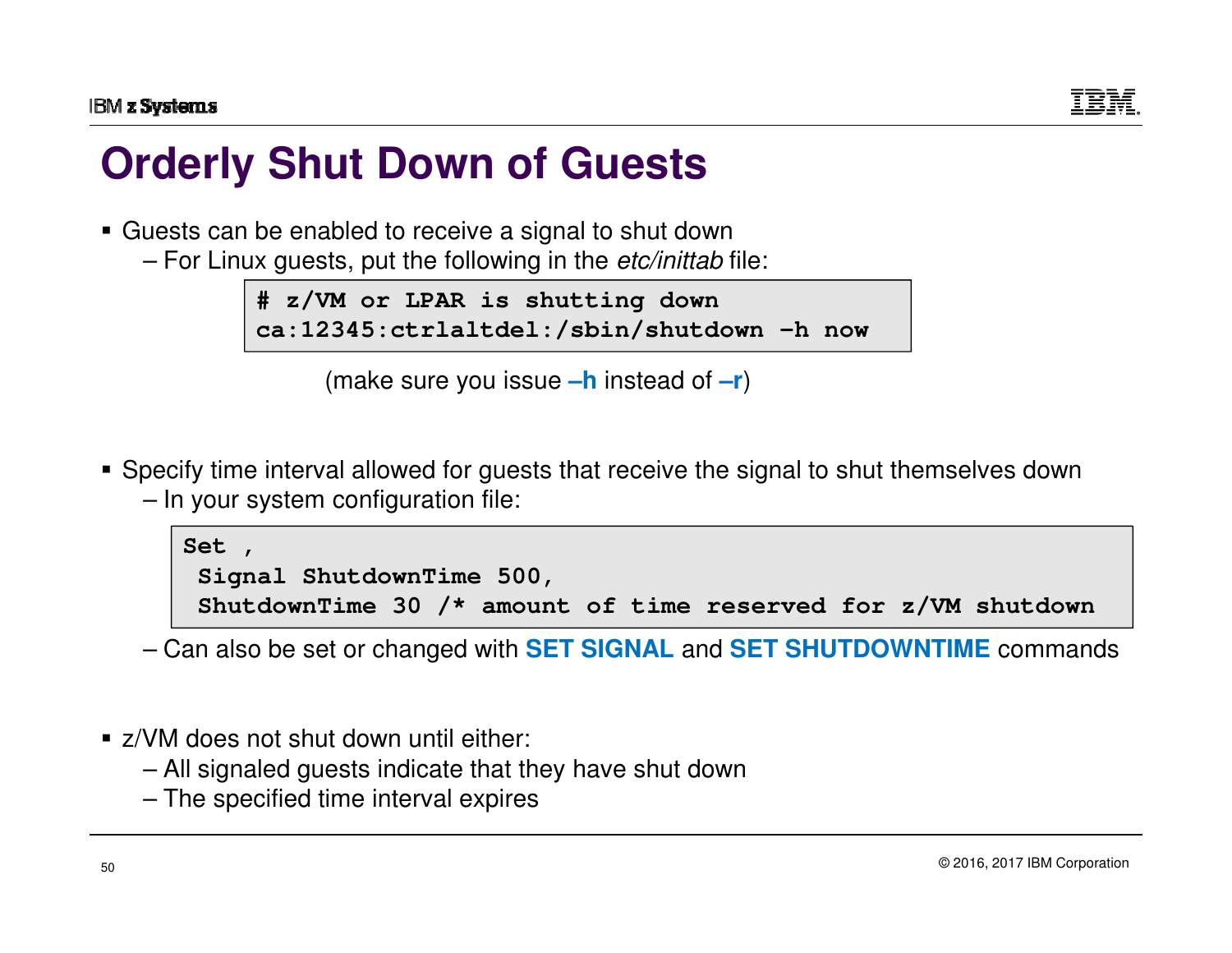# Orderly Shut Down of Guests

- Guests can be enabled to receive a signal to shut down
  - For Linux guests, put the following in the *etc/inittab* file:

```
# z/VM or LPAR is shutting down
ca:12345:ctrlaltdel:/sbin/shutdown -h now
```

(make sure you issue **–h** instead of **–r**)

- Specify time interval allowed for guests that receive the signal to shut themselves down
  - In your system configuration file:

```
Set ,
 Signal ShutdownTime 500,
 ShutdownTime 30 /* amount of time reserved for z/VM shutdown
```

  - Can also be set or changed with **SET SIGNAL** and **SET SHUTDOWNTIME** commands

- z/VM does not shut down until either:
  - All signaled guests indicate that they have shut down
  - The specified time interval expires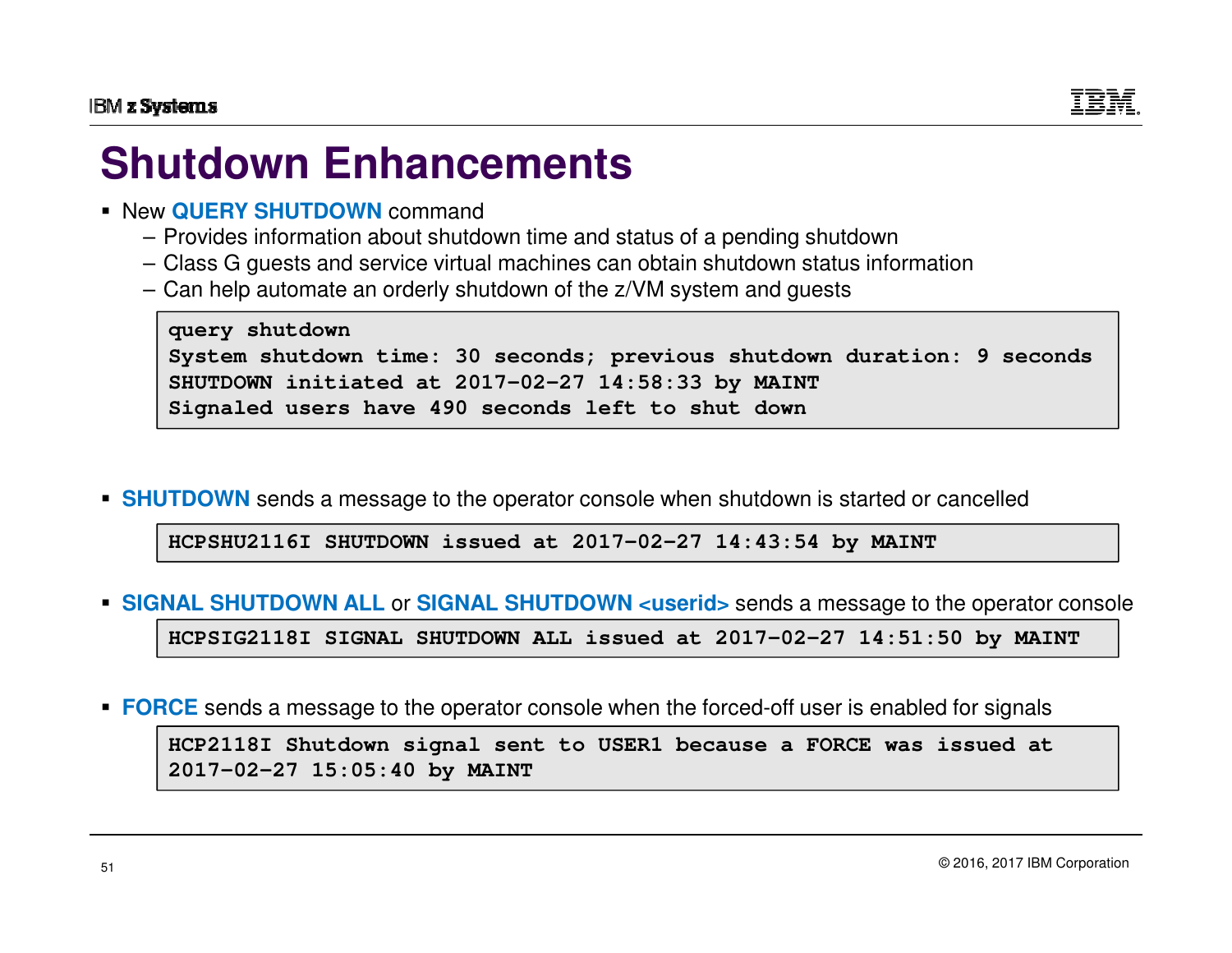# Shutdown Enhancements

- New **QUERY SHUTDOWN** command
  - Provides information about shutdown time and status of a pending shutdown
  - Class G guests and service virtual machines can obtain shutdown status information
  - Can help automate an orderly shutdown of the z/VM system and guests

```
query shutdown
System shutdown time: 30 seconds; previous shutdown duration: 9 seconds
SHUTDOWN initiated at 2017-02-27 14:58:33 by MAINT
Signaled users have 490 seconds left to shut down
```

- **SHUTDOWN** sends a message to the operator console when shutdown is started or cancelled

```
HCPSHU2116I SHUTDOWN issued at 2017-02-27 14:43:54 by MAINT
```

- **SIGNAL SHUTDOWN ALL** or **SIGNAL SHUTDOWN <userid>** sends a message to the operator console

```
HCPSIG2118I SIGNAL SHUTDOWN ALL issued at 2017-02-27 14:51:50 by MAINT
```

- **FORCE** sends a message to the operator console when the forced-off user is enabled for signals

```
HCP2118I Shutdown signal sent to USER1 because a FORCE was issued at
2017-02-27 15:05:40 by MAINT
```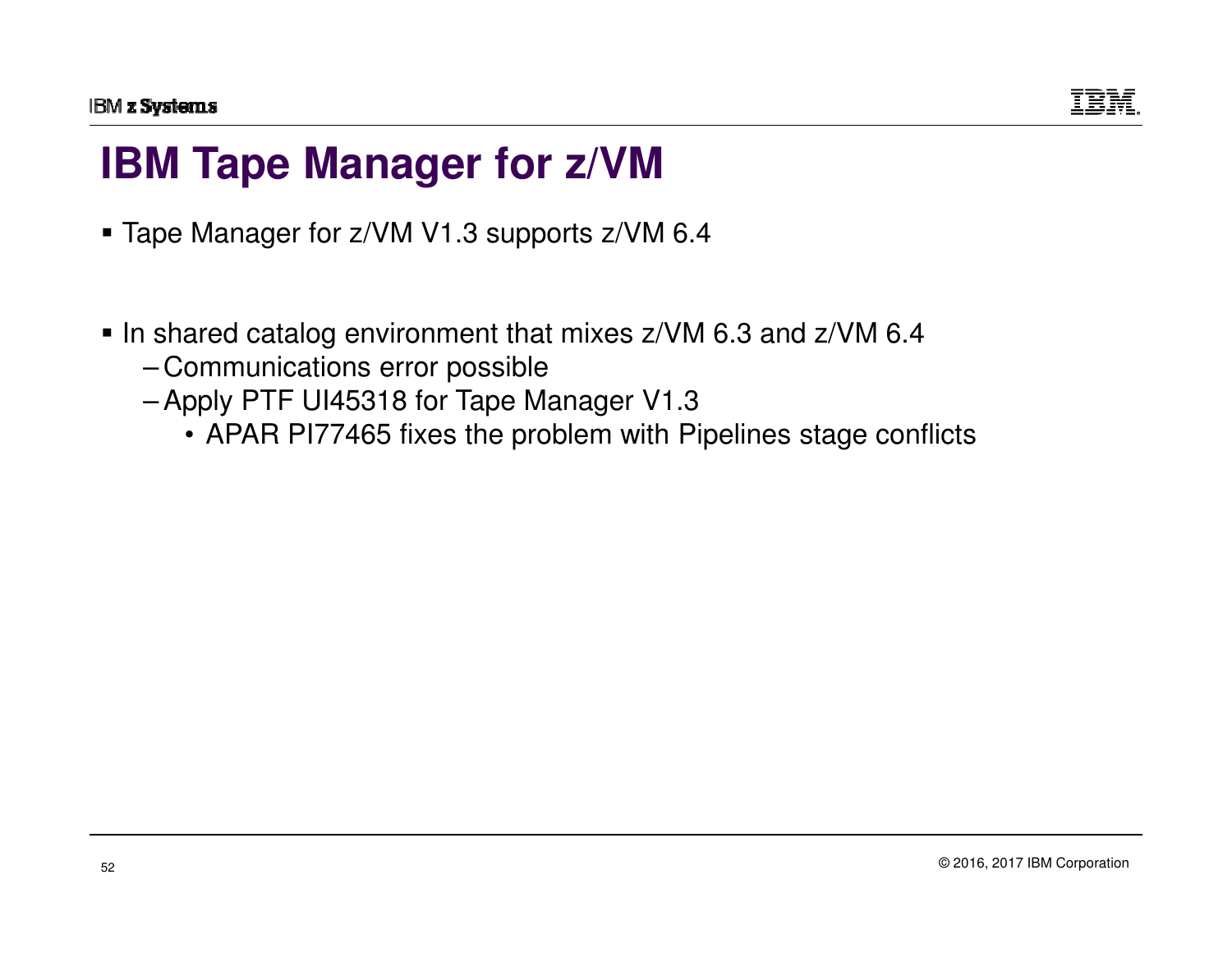# IBM Tape Manager for z/VM

- Tape Manager for z/VM V1.3 supports z/VM 6.4

- In shared catalog environment that mixes z/VM 6.3 and z/VM 6.4
  - Communications error possible
  - Apply PTF UI45318 for Tape Manager V1.3
    - APAR PI77465 fixes the problem with Pipelines stage conflicts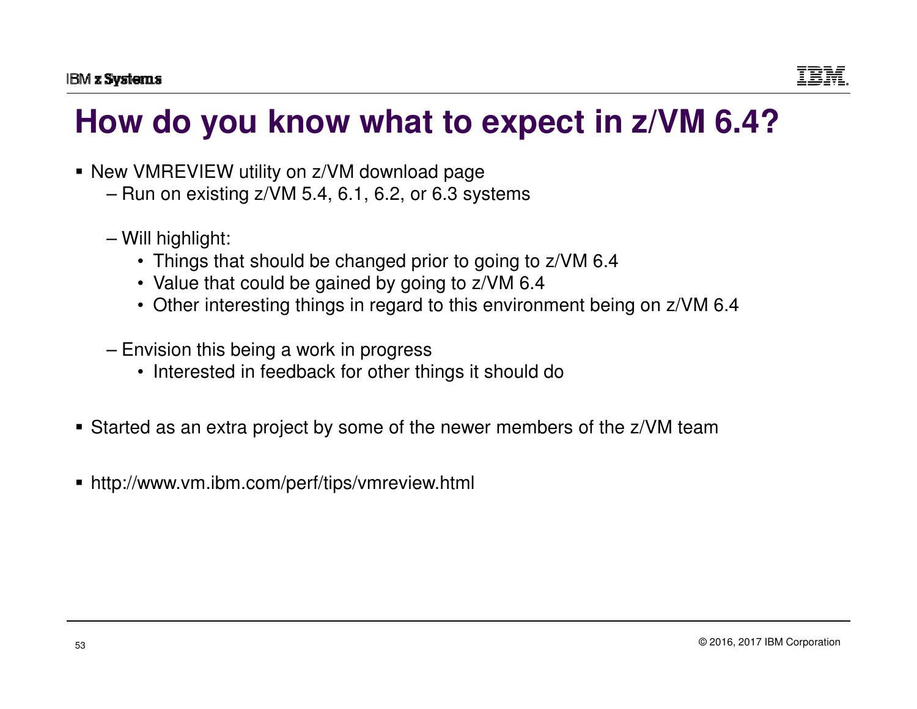# How do you know what to expect in z/VM 6.4?

- New VMREVIEW utility on z/VM download page
  - Run on existing z/VM 5.4, 6.1, 6.2, or 6.3 systems
  - Will highlight:
    - Things that should be changed prior to going to z/VM 6.4
    - Value that could be gained by going to z/VM 6.4
    - Other interesting things in regard to this environment being on z/VM 6.4
  - Envision this being a work in progress
    - Interested in feedback for other things it should do
- Started as an extra project by some of the newer members of the z/VM team
- http://www.vm.ibm.com/perf/tips/vmreview.html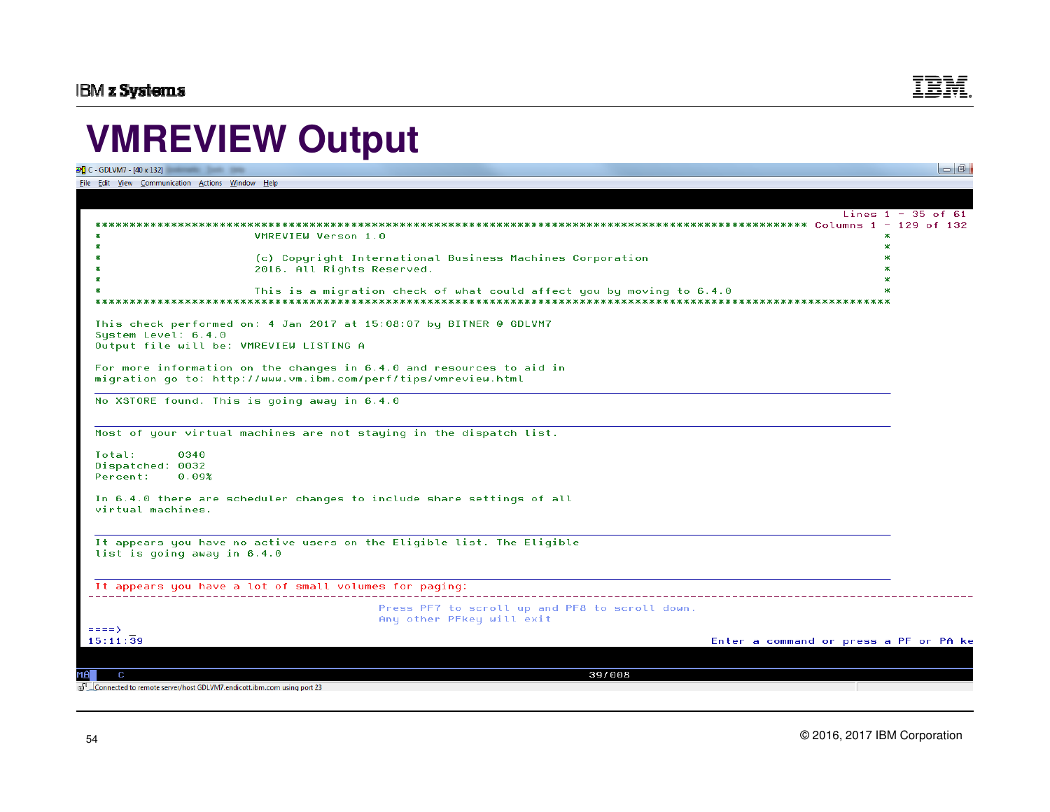# VMREVIEW Output

```
C - GDLVM7 - [40 x 132]
File  Edit  View  Communication  Actions  Window  Help

                                                                                                          Lines 1 - 35 of 61
 ********************************************************************************************** Columns 1 - 129 of 132
 *                        VMREVIEW Verson 1.0                                                          *
 *                                                                                                     *
 *                        (c) Copyright International Business Machines Corporation                   *
 *                        2016. All Rights Reserved.                                                   *
 *                                                                                                     *
 *                        This is a migration check of what could affect you by moving to 6.4.0       *
 *******************************************************************************************************

 This check performed on: 4 Jan 2017 at 15:08:07 by BITNER @ GDLVM7
 System Level: 6.4.0
 Output file will be: VMREVIEW LISTING A

 For more information on the changes in 6.4.0 and resources to aid in
 migration go to: http://www.vm.ibm.com/perf/tips/vmreview.html

 No XSTORE found. This is going away in 6.4.0

 Most of your virtual machines are not staying in the dispatch list.

 Total:      0340
 Dispatched: 0032
 Percent:    0.09%

 In 6.4.0 there are scheduler changes to include share settings of all
 virtual machines.

 It appears you have no active users on the Eligible list. The Eligible
 list is going away in 6.4.0

 It appears you have a lot of small volumes for paging:
 -------------------------------------------------------------------------------------------------------------
                                              Press PF7 to scroll up and PF8 to scroll down.
                                              Any other PFkey will exit
====>
15:11:39                                                                              Enter a command or press a PF or PA ke

MA  C                                                                  39/008
Connected to remote server/host GDLVM7.endicott.ibm.com using port 23
```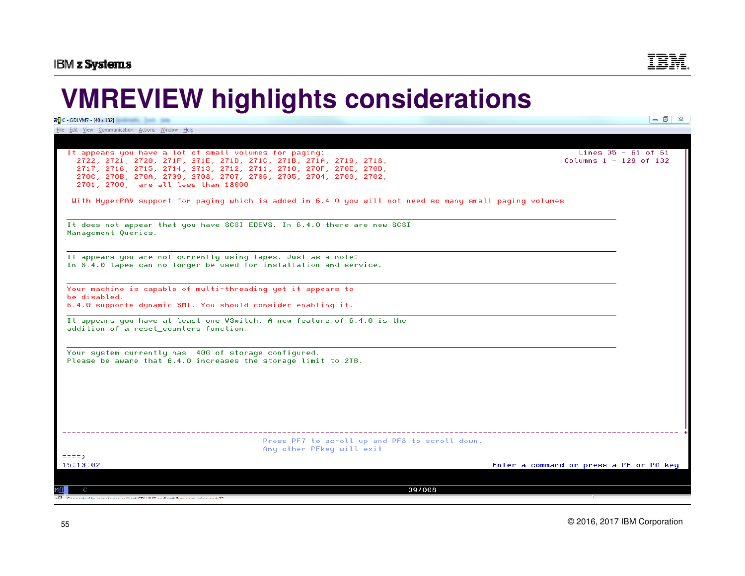# VMREVIEW highlights considerations

```
It appears you have a lot of small volumes for paging:                                                   Lines 35 - 61 of 61
  2722, 2721, 2720, 271F, 271E, 271D, 271C, 271B, 271A, 2719, 2718,                                    Columns 1 - 129 of 132
  2717, 2716, 2715, 2714, 2713, 2712, 2711, 2710, 270F, 270E, 270D,
  270C, 270B, 270A, 2709, 2708, 2707, 2706, 2705, 2704, 2703, 2702,
  2701, 2700,  are all less than 18000

 With HyperPAV support for paging which is added in 6.4.0 you will not need so many small paging volumes

It does not appear that you have SCSI EDEVS. In 6.4.0 there are new SCSI
Management Queries.

It appears you are not currently using tapes. Just as a note:
In 6.4.0 tapes can no longer be used for installation and service.

Your machine is capable of multi-threading yet it appears to
be disabled.
6.4.0 supports dynamic SMT. You should consider enabling it.

It appears you have at least one VSwitch. A new feature of 6.4.0 is the
addition of a reset_counters function.

Your system currently has  40G of storage configured.
Please be aware that 6.4.0 increases the storage limit to 2TB.

                              Press PF7 to scroll up and PF8 to scroll down.
                              Any other PFkey will exit
====>
15:13:02                                                                   Enter a command or press a PF or PA key
```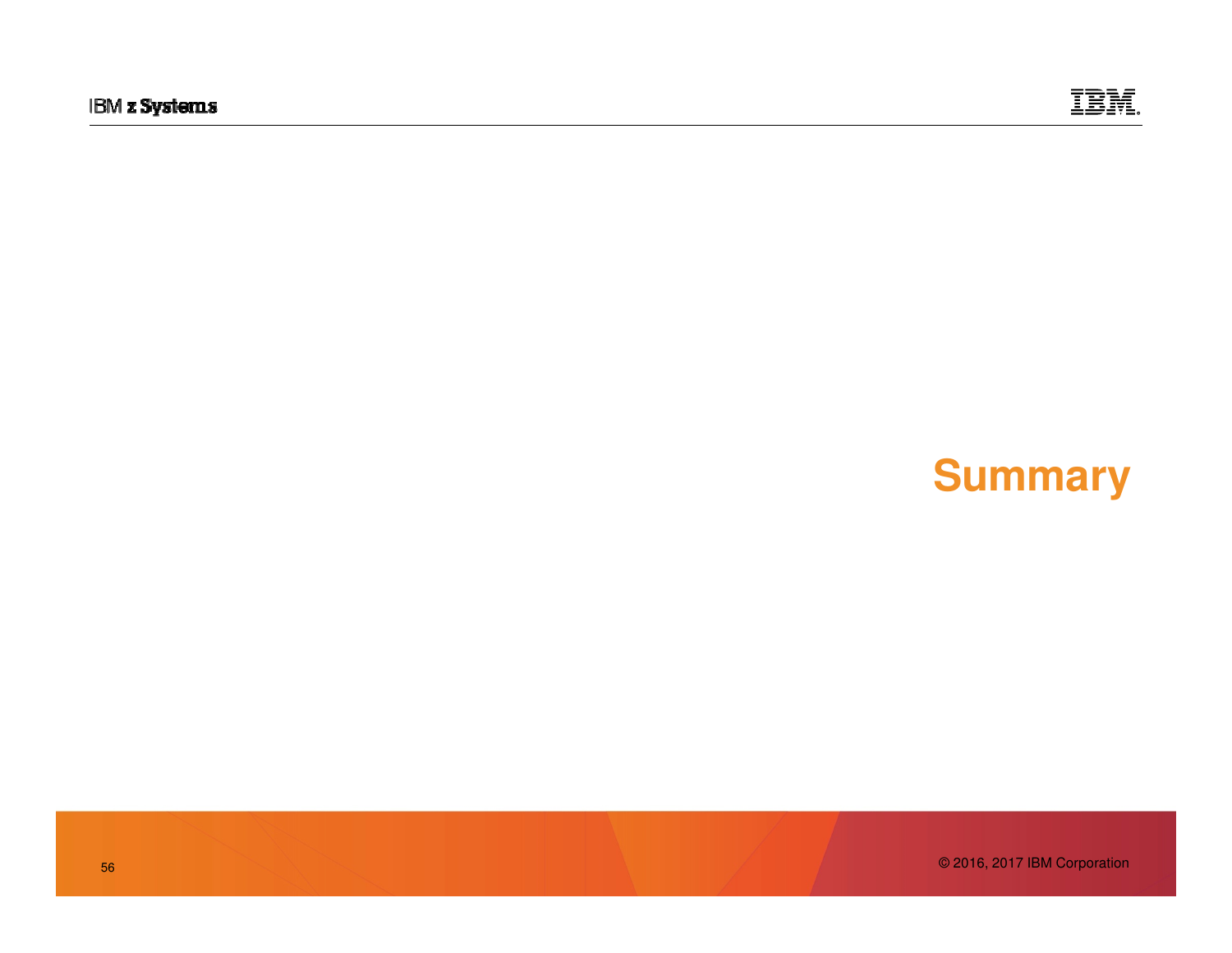# Summary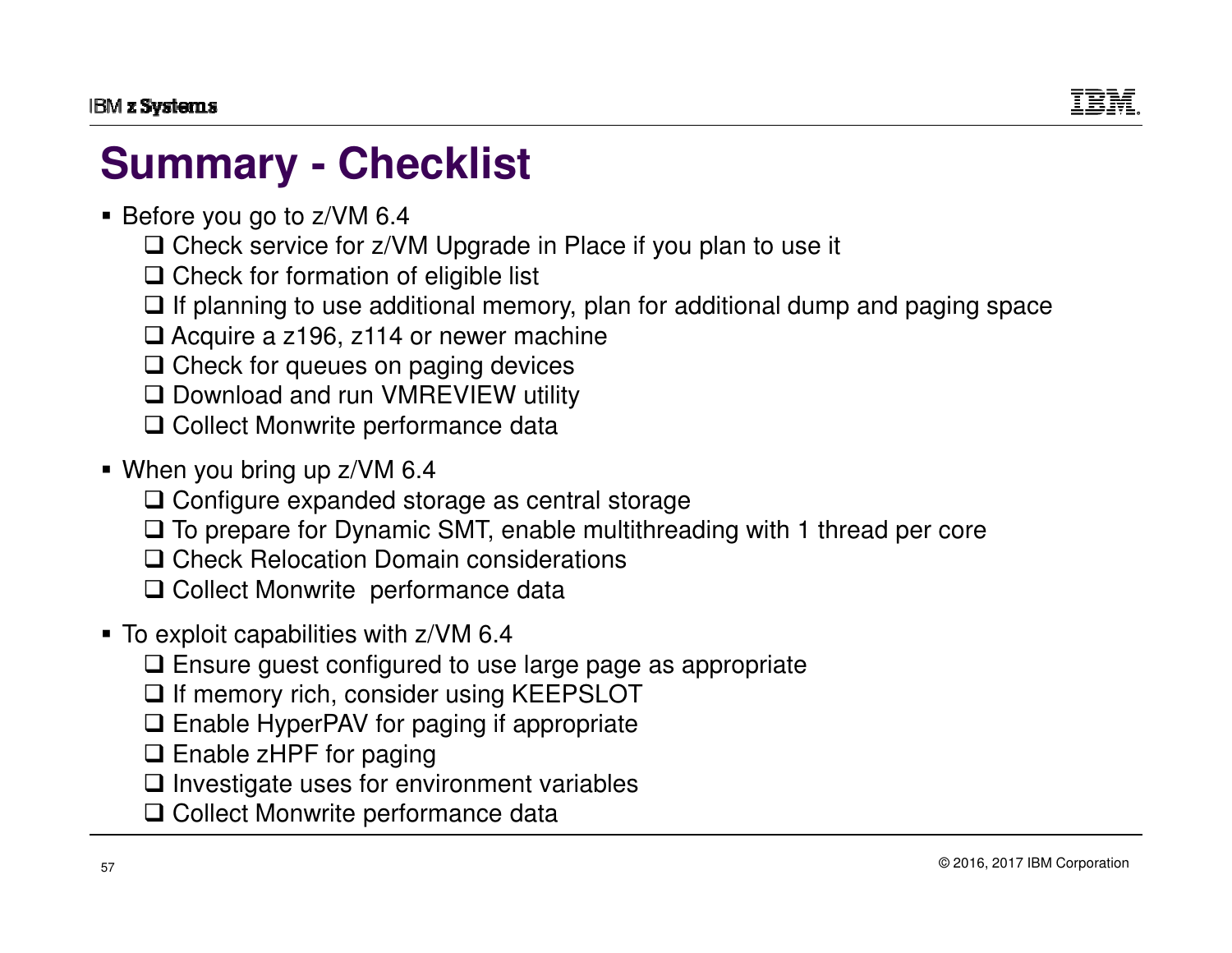# Summary - Checklist

- Before you go to z/VM 6.4
  - ❑ Check service for z/VM Upgrade in Place if you plan to use it
  - ❑ Check for formation of eligible list
  - ❑ If planning to use additional memory, plan for additional dump and paging space
  - ❑ Acquire a z196, z114 or newer machine
  - ❑ Check for queues on paging devices
  - ❑ Download and run VMREVIEW utility
  - ❑ Collect Monwrite performance data

- When you bring up z/VM 6.4
  - ❑ Configure expanded storage as central storage
  - ❑ To prepare for Dynamic SMT, enable multithreading with 1 thread per core
  - ❑ Check Relocation Domain considerations
  - ❑ Collect Monwrite performance data

- To exploit capabilities with z/VM 6.4
  - ❑ Ensure guest configured to use large page as appropriate
  - ❑ If memory rich, consider using KEEPSLOT
  - ❑ Enable HyperPAV for paging if appropriate
  - ❑ Enable zHPF for paging
  - ❑ Investigate uses for environment variables
  - ❑ Collect Monwrite performance data